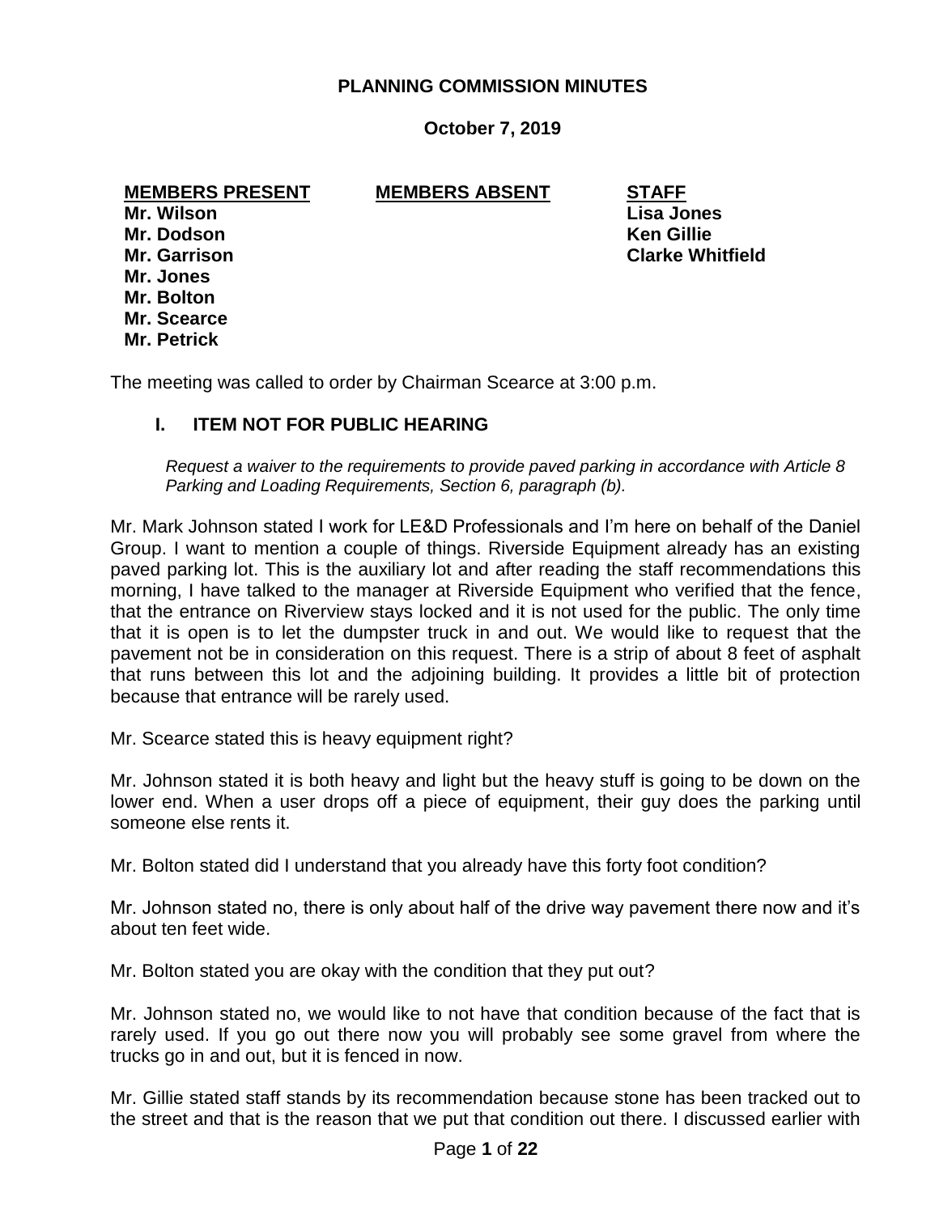# PLANNING COMMISSION MINUTES

**October 7, 2019**

| **MEMBERS PRESENT** | **MEMBERS ABSENT** | **STAFF** |
|---|---|---|
| **Mr. Wilson** | | **Lisa Jones** |
| **Mr. Dodson** | | **Ken Gillie** |
| **Mr. Garrison** | | **Clarke Whitfield** |
| **Mr. Jones** | | |
| **Mr. Bolton** | | |
| **Mr. Scearce** | | |
| **Mr. Petrick** | | |

The meeting was called to order by Chairman Scearce at 3:00 p.m.

## I. ITEM NOT FOR PUBLIC HEARING

*Request a waiver to the requirements to provide paved parking in accordance with Article 8 Parking and Loading Requirements, Section 6, paragraph (b).*

Mr. Mark Johnson stated I work for LE&D Professionals and I'm here on behalf of the Daniel Group. I want to mention a couple of things. Riverside Equipment already has an existing paved parking lot. This is the auxiliary lot and after reading the staff recommendations this morning, I have talked to the manager at Riverside Equipment who verified that the fence, that the entrance on Riverview stays locked and it is not used for the public. The only time that it is open is to let the dumpster truck in and out. We would like to request that the pavement not be in consideration on this request. There is a strip of about 8 feet of asphalt that runs between this lot and the adjoining building. It provides a little bit of protection because that entrance will be rarely used.

Mr. Scearce stated this is heavy equipment right?

Mr. Johnson stated it is both heavy and light but the heavy stuff is going to be down on the lower end. When a user drops off a piece of equipment, their guy does the parking until someone else rents it.

Mr. Bolton stated did I understand that you already have this forty foot condition?

Mr. Johnson stated no, there is only about half of the drive way pavement there now and it's about ten feet wide.

Mr. Bolton stated you are okay with the condition that they put out?

Mr. Johnson stated no, we would like to not have that condition because of the fact that is rarely used. If you go out there now you will probably see some gravel from where the trucks go in and out, but it is fenced in now.

Mr. Gillie stated staff stands by its recommendation because stone has been tracked out to the street and that is the reason that we put that condition out there. I discussed earlier with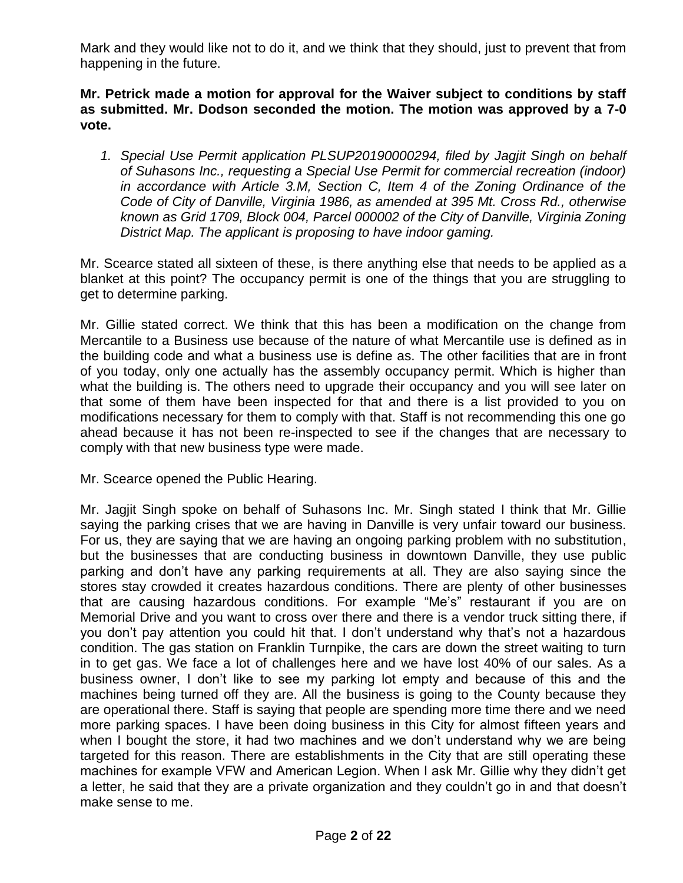Mark and they would like not to do it, and we think that they should, just to prevent that from happening in the future.

**Mr. Petrick made a motion for approval for the Waiver subject to conditions by staff as submitted. Mr. Dodson seconded the motion. The motion was approved by a 7-0 vote.**

1. *Special Use Permit application PLSUP20190000294, filed by Jagjit Singh on behalf of Suhasons Inc., requesting a Special Use Permit for commercial recreation (indoor) in accordance with Article 3.M, Section C, Item 4 of the Zoning Ordinance of the Code of City of Danville, Virginia 1986, as amended at 395 Mt. Cross Rd., otherwise known as Grid 1709, Block 004, Parcel 000002 of the City of Danville, Virginia Zoning District Map. The applicant is proposing to have indoor gaming.*

Mr. Scearce stated all sixteen of these, is there anything else that needs to be applied as a blanket at this point? The occupancy permit is one of the things that you are struggling to get to determine parking.

Mr. Gillie stated correct. We think that this has been a modification on the change from Mercantile to a Business use because of the nature of what Mercantile use is defined as in the building code and what a business use is define as. The other facilities that are in front of you today, only one actually has the assembly occupancy permit. Which is higher than what the building is. The others need to upgrade their occupancy and you will see later on that some of them have been inspected for that and there is a list provided to you on modifications necessary for them to comply with that. Staff is not recommending this one go ahead because it has not been re-inspected to see if the changes that are necessary to comply with that new business type were made.

Mr. Scearce opened the Public Hearing.

Mr. Jagjit Singh spoke on behalf of Suhasons Inc. Mr. Singh stated I think that Mr. Gillie saying the parking crises that we are having in Danville is very unfair toward our business. For us, they are saying that we are having an ongoing parking problem with no substitution, but the businesses that are conducting business in downtown Danville, they use public parking and don't have any parking requirements at all. They are also saying since the stores stay crowded it creates hazardous conditions. There are plenty of other businesses that are causing hazardous conditions. For example "Me's" restaurant if you are on Memorial Drive and you want to cross over there and there is a vendor truck sitting there, if you don't pay attention you could hit that. I don't understand why that's not a hazardous condition. The gas station on Franklin Turnpike, the cars are down the street waiting to turn in to get gas. We face a lot of challenges here and we have lost 40% of our sales. As a business owner, I don't like to see my parking lot empty and because of this and the machines being turned off they are. All the business is going to the County because they are operational there. Staff is saying that people are spending more time there and we need more parking spaces. I have been doing business in this City for almost fifteen years and when I bought the store, it had two machines and we don't understand why we are being targeted for this reason. There are establishments in the City that are still operating these machines for example VFW and American Legion. When I ask Mr. Gillie why they didn't get a letter, he said that they are a private organization and they couldn't go in and that doesn't make sense to me.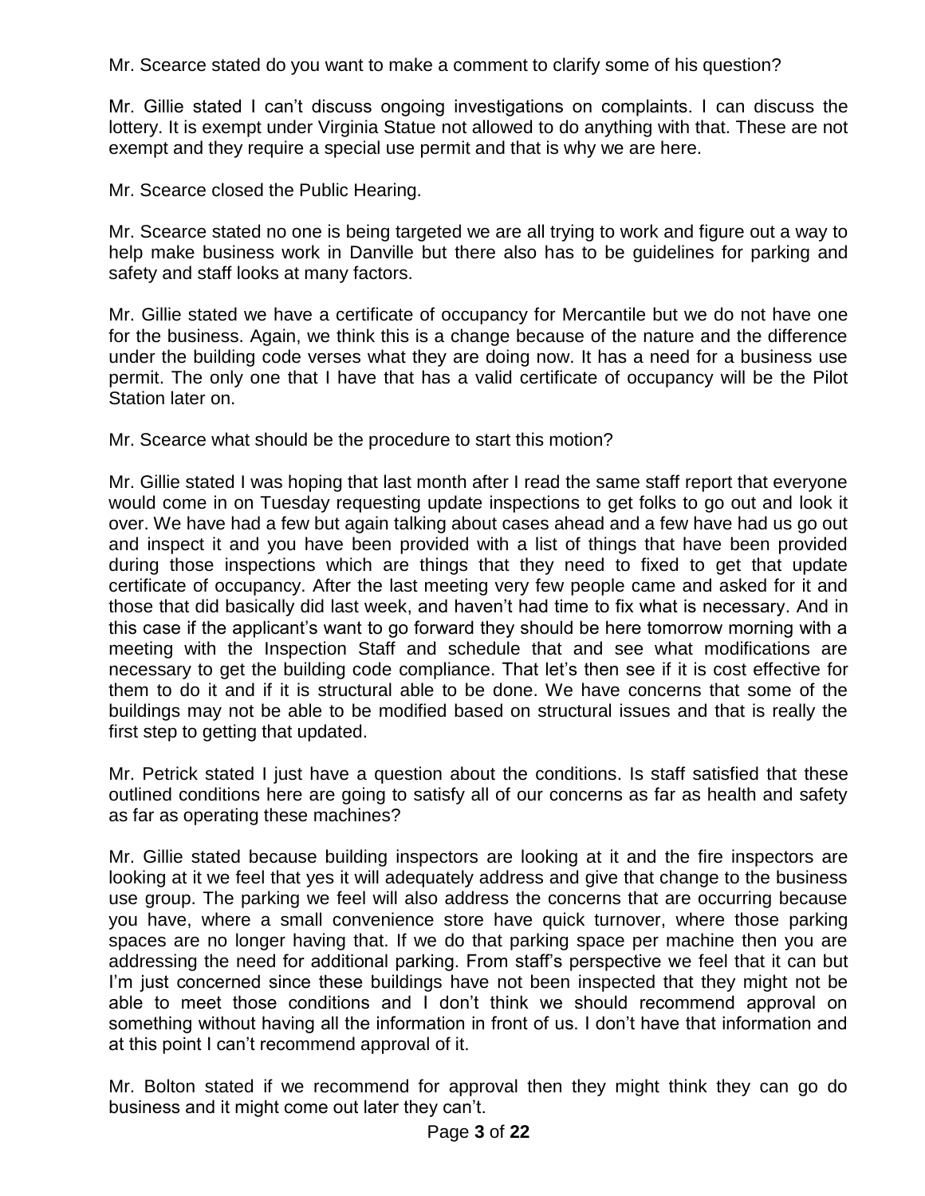Mr. Scearce stated do you want to make a comment to clarify some of his question?

Mr. Gillie stated I can't discuss ongoing investigations on complaints. I can discuss the lottery. It is exempt under Virginia Statue not allowed to do anything with that. These are not exempt and they require a special use permit and that is why we are here.

Mr. Scearce closed the Public Hearing.

Mr. Scearce stated no one is being targeted we are all trying to work and figure out a way to help make business work in Danville but there also has to be guidelines for parking and safety and staff looks at many factors.

Mr. Gillie stated we have a certificate of occupancy for Mercantile but we do not have one for the business. Again, we think this is a change because of the nature and the difference under the building code verses what they are doing now. It has a need for a business use permit. The only one that I have that has a valid certificate of occupancy will be the Pilot Station later on.

Mr. Scearce what should be the procedure to start this motion?

Mr. Gillie stated I was hoping that last month after I read the same staff report that everyone would come in on Tuesday requesting update inspections to get folks to go out and look it over. We have had a few but again talking about cases ahead and a few have had us go out and inspect it and you have been provided with a list of things that have been provided during those inspections which are things that they need to fixed to get that update certificate of occupancy. After the last meeting very few people came and asked for it and those that did basically did last week, and haven't had time to fix what is necessary. And in this case if the applicant's want to go forward they should be here tomorrow morning with a meeting with the Inspection Staff and schedule that and see what modifications are necessary to get the building code compliance. That let's then see if it is cost effective for them to do it and if it is structural able to be done. We have concerns that some of the buildings may not be able to be modified based on structural issues and that is really the first step to getting that updated.

Mr. Petrick stated I just have a question about the conditions. Is staff satisfied that these outlined conditions here are going to satisfy all of our concerns as far as health and safety as far as operating these machines?

Mr. Gillie stated because building inspectors are looking at it and the fire inspectors are looking at it we feel that yes it will adequately address and give that change to the business use group. The parking we feel will also address the concerns that are occurring because you have, where a small convenience store have quick turnover, where those parking spaces are no longer having that. If we do that parking space per machine then you are addressing the need for additional parking. From staff's perspective we feel that it can but I'm just concerned since these buildings have not been inspected that they might not be able to meet those conditions and I don't think we should recommend approval on something without having all the information in front of us. I don't have that information and at this point I can't recommend approval of it.

Mr. Bolton stated if we recommend for approval then they might think they can go do business and it might come out later they can't.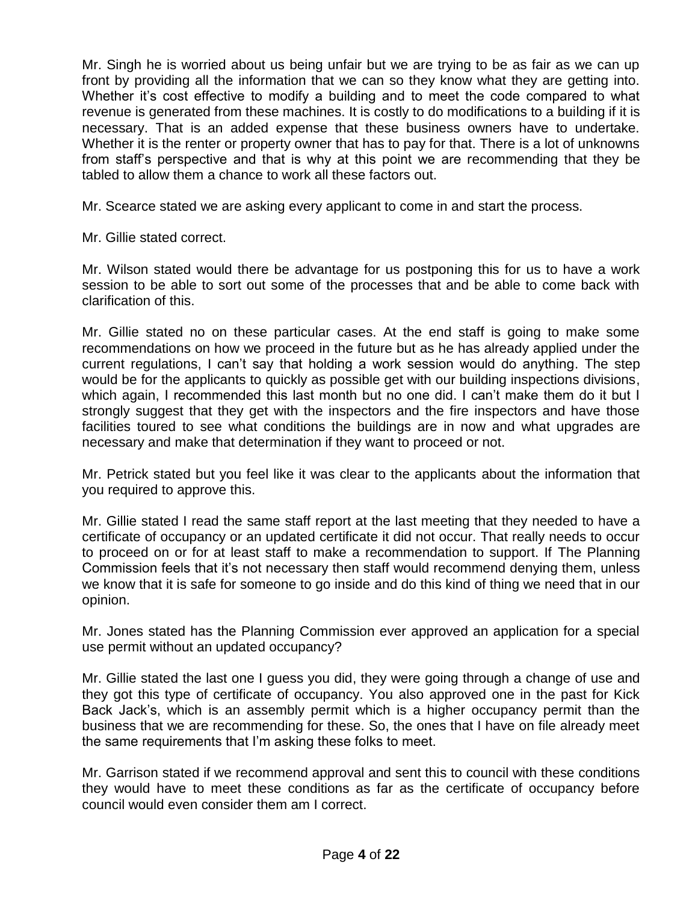Mr. Singh he is worried about us being unfair but we are trying to be as fair as we can up front by providing all the information that we can so they know what they are getting into. Whether it's cost effective to modify a building and to meet the code compared to what revenue is generated from these machines. It is costly to do modifications to a building if it is necessary. That is an added expense that these business owners have to undertake. Whether it is the renter or property owner that has to pay for that. There is a lot of unknowns from staff's perspective and that is why at this point we are recommending that they be tabled to allow them a chance to work all these factors out.

Mr. Scearce stated we are asking every applicant to come in and start the process.

Mr. Gillie stated correct.

Mr. Wilson stated would there be advantage for us postponing this for us to have a work session to be able to sort out some of the processes that and be able to come back with clarification of this.

Mr. Gillie stated no on these particular cases. At the end staff is going to make some recommendations on how we proceed in the future but as he has already applied under the current regulations, I can't say that holding a work session would do anything. The step would be for the applicants to quickly as possible get with our building inspections divisions, which again, I recommended this last month but no one did. I can't make them do it but I strongly suggest that they get with the inspectors and the fire inspectors and have those facilities toured to see what conditions the buildings are in now and what upgrades are necessary and make that determination if they want to proceed or not.

Mr. Petrick stated but you feel like it was clear to the applicants about the information that you required to approve this.

Mr. Gillie stated I read the same staff report at the last meeting that they needed to have a certificate of occupancy or an updated certificate it did not occur. That really needs to occur to proceed on or for at least staff to make a recommendation to support. If The Planning Commission feels that it's not necessary then staff would recommend denying them, unless we know that it is safe for someone to go inside and do this kind of thing we need that in our opinion.

Mr. Jones stated has the Planning Commission ever approved an application for a special use permit without an updated occupancy?

Mr. Gillie stated the last one I guess you did, they were going through a change of use and they got this type of certificate of occupancy. You also approved one in the past for Kick Back Jack's, which is an assembly permit which is a higher occupancy permit than the business that we are recommending for these. So, the ones that I have on file already meet the same requirements that I'm asking these folks to meet.

Mr. Garrison stated if we recommend approval and sent this to council with these conditions they would have to meet these conditions as far as the certificate of occupancy before council would even consider them am I correct.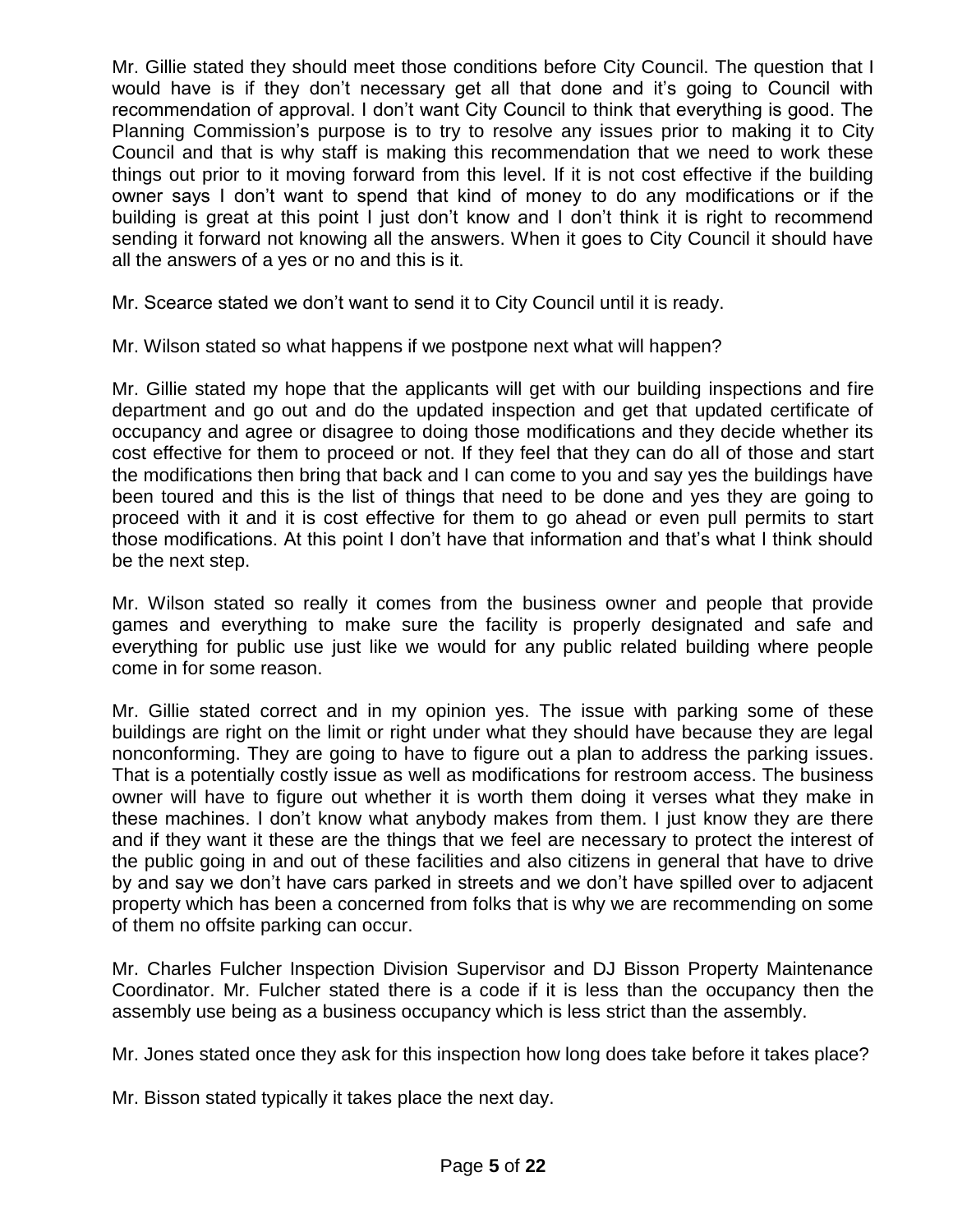Mr. Gillie stated they should meet those conditions before City Council. The question that I would have is if they don't necessary get all that done and it's going to Council with recommendation of approval. I don't want City Council to think that everything is good. The Planning Commission's purpose is to try to resolve any issues prior to making it to City Council and that is why staff is making this recommendation that we need to work these things out prior to it moving forward from this level. If it is not cost effective if the building owner says I don't want to spend that kind of money to do any modifications or if the building is great at this point I just don't know and I don't think it is right to recommend sending it forward not knowing all the answers. When it goes to City Council it should have all the answers of a yes or no and this is it.

Mr. Scearce stated we don't want to send it to City Council until it is ready.

Mr. Wilson stated so what happens if we postpone next what will happen?

Mr. Gillie stated my hope that the applicants will get with our building inspections and fire department and go out and do the updated inspection and get that updated certificate of occupancy and agree or disagree to doing those modifications and they decide whether its cost effective for them to proceed or not. If they feel that they can do all of those and start the modifications then bring that back and I can come to you and say yes the buildings have been toured and this is the list of things that need to be done and yes they are going to proceed with it and it is cost effective for them to go ahead or even pull permits to start those modifications. At this point I don't have that information and that's what I think should be the next step.

Mr. Wilson stated so really it comes from the business owner and people that provide games and everything to make sure the facility is properly designated and safe and everything for public use just like we would for any public related building where people come in for some reason.

Mr. Gillie stated correct and in my opinion yes. The issue with parking some of these buildings are right on the limit or right under what they should have because they are legal nonconforming. They are going to have to figure out a plan to address the parking issues. That is a potentially costly issue as well as modifications for restroom access. The business owner will have to figure out whether it is worth them doing it verses what they make in these machines. I don't know what anybody makes from them. I just know they are there and if they want it these are the things that we feel are necessary to protect the interest of the public going in and out of these facilities and also citizens in general that have to drive by and say we don't have cars parked in streets and we don't have spilled over to adjacent property which has been a concerned from folks that is why we are recommending on some of them no offsite parking can occur.

Mr. Charles Fulcher Inspection Division Supervisor and DJ Bisson Property Maintenance Coordinator. Mr. Fulcher stated there is a code if it is less than the occupancy then the assembly use being as a business occupancy which is less strict than the assembly.

Mr. Jones stated once they ask for this inspection how long does take before it takes place?

Mr. Bisson stated typically it takes place the next day.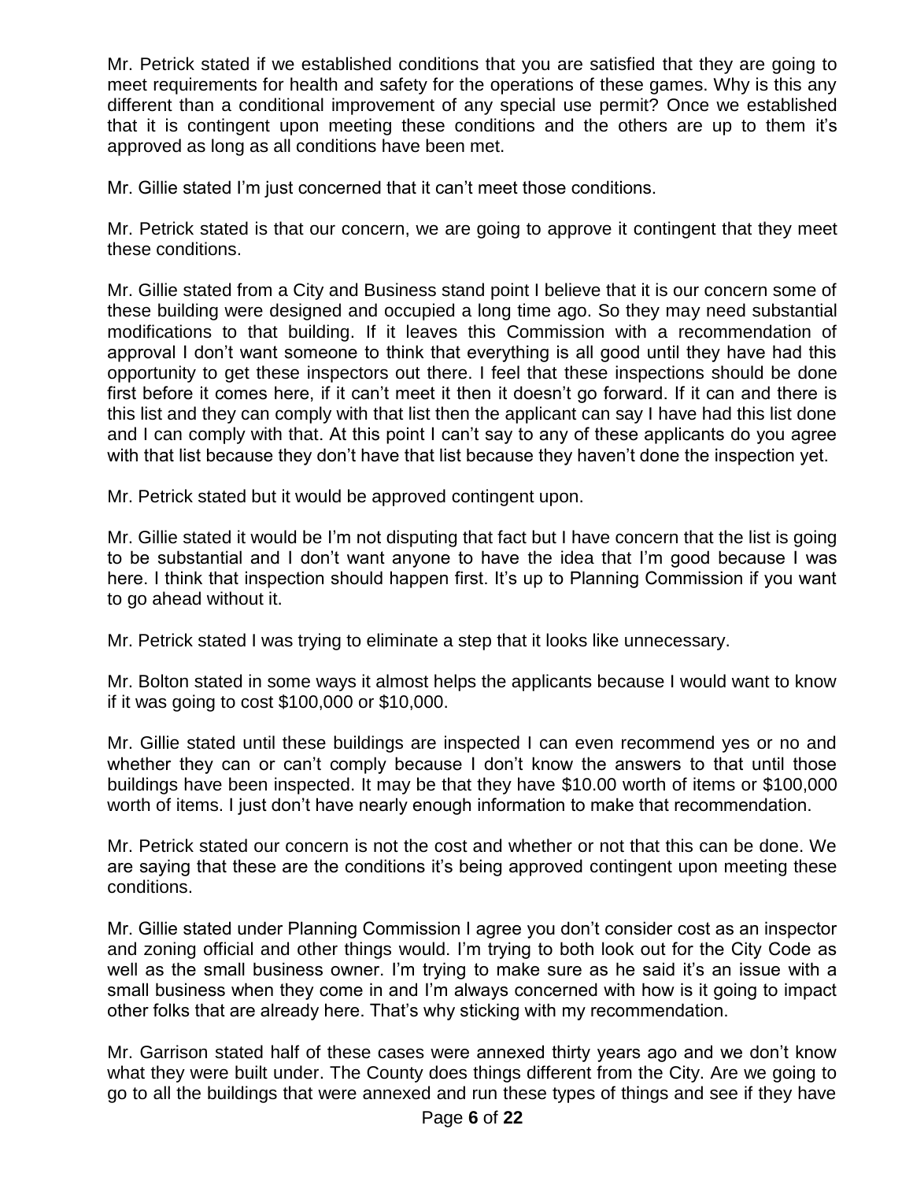Mr. Petrick stated if we established conditions that you are satisfied that they are going to meet requirements for health and safety for the operations of these games. Why is this any different than a conditional improvement of any special use permit? Once we established that it is contingent upon meeting these conditions and the others are up to them it's approved as long as all conditions have been met.

Mr. Gillie stated I'm just concerned that it can't meet those conditions.

Mr. Petrick stated is that our concern, we are going to approve it contingent that they meet these conditions.

Mr. Gillie stated from a City and Business stand point I believe that it is our concern some of these building were designed and occupied a long time ago. So they may need substantial modifications to that building. If it leaves this Commission with a recommendation of approval I don't want someone to think that everything is all good until they have had this opportunity to get these inspectors out there. I feel that these inspections should be done first before it comes here, if it can't meet it then it doesn't go forward. If it can and there is this list and they can comply with that list then the applicant can say I have had this list done and I can comply with that. At this point I can't say to any of these applicants do you agree with that list because they don't have that list because they haven't done the inspection yet.

Mr. Petrick stated but it would be approved contingent upon.

Mr. Gillie stated it would be I'm not disputing that fact but I have concern that the list is going to be substantial and I don't want anyone to have the idea that I'm good because I was here. I think that inspection should happen first. It's up to Planning Commission if you want to go ahead without it.

Mr. Petrick stated I was trying to eliminate a step that it looks like unnecessary.

Mr. Bolton stated in some ways it almost helps the applicants because I would want to know if it was going to cost $100,000 or $10,000.

Mr. Gillie stated until these buildings are inspected I can even recommend yes or no and whether they can or can't comply because I don't know the answers to that until those buildings have been inspected. It may be that they have $10.00 worth of items or $100,000 worth of items. I just don't have nearly enough information to make that recommendation.

Mr. Petrick stated our concern is not the cost and whether or not that this can be done. We are saying that these are the conditions it's being approved contingent upon meeting these conditions.

Mr. Gillie stated under Planning Commission I agree you don't consider cost as an inspector and zoning official and other things would. I'm trying to both look out for the City Code as well as the small business owner. I'm trying to make sure as he said it's an issue with a small business when they come in and I'm always concerned with how is it going to impact other folks that are already here. That's why sticking with my recommendation.

Mr. Garrison stated half of these cases were annexed thirty years ago and we don't know what they were built under. The County does things different from the City. Are we going to go to all the buildings that were annexed and run these types of things and see if they have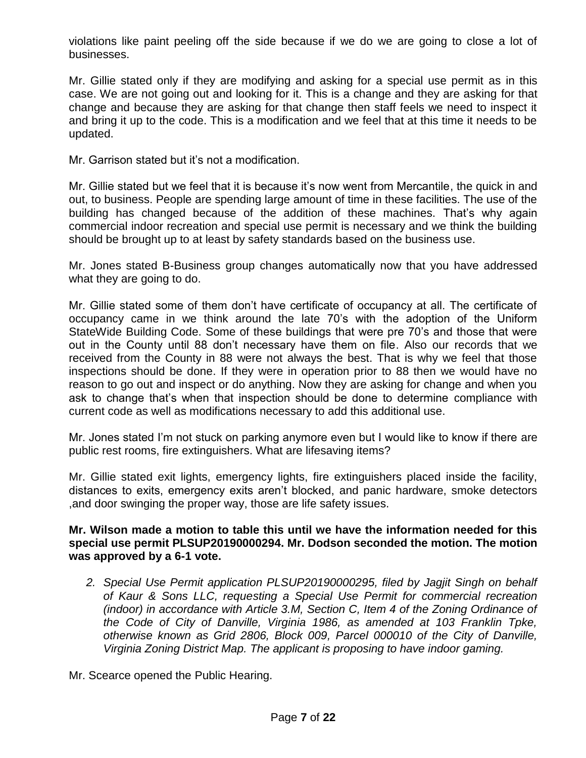violations like paint peeling off the side because if we do we are going to close a lot of businesses.

Mr. Gillie stated only if they are modifying and asking for a special use permit as in this case. We are not going out and looking for it. This is a change and they are asking for that change and because they are asking for that change then staff feels we need to inspect it and bring it up to the code. This is a modification and we feel that at this time it needs to be updated.

Mr. Garrison stated but it's not a modification.

Mr. Gillie stated but we feel that it is because it's now went from Mercantile, the quick in and out, to business. People are spending large amount of time in these facilities. The use of the building has changed because of the addition of these machines. That's why again commercial indoor recreation and special use permit is necessary and we think the building should be brought up to at least by safety standards based on the business use.

Mr. Jones stated B-Business group changes automatically now that you have addressed what they are going to do.

Mr. Gillie stated some of them don't have certificate of occupancy at all. The certificate of occupancy came in we think around the late 70's with the adoption of the Uniform StateWide Building Code. Some of these buildings that were pre 70's and those that were out in the County until 88 don't necessary have them on file. Also our records that we received from the County in 88 were not always the best. That is why we feel that those inspections should be done. If they were in operation prior to 88 then we would have no reason to go out and inspect or do anything. Now they are asking for change and when you ask to change that's when that inspection should be done to determine compliance with current code as well as modifications necessary to add this additional use.

Mr. Jones stated I'm not stuck on parking anymore even but I would like to know if there are public rest rooms, fire extinguishers. What are lifesaving items?

Mr. Gillie stated exit lights, emergency lights, fire extinguishers placed inside the facility, distances to exits, emergency exits aren't blocked, and panic hardware, smoke detectors ,and door swinging the proper way, those are life safety issues.

**Mr. Wilson made a motion to table this until we have the information needed for this special use permit PLSUP20190000294. Mr. Dodson seconded the motion. The motion was approved by a 6-1 vote.**

2. *Special Use Permit application PLSUP20190000295, filed by Jagjit Singh on behalf of Kaur & Sons LLC, requesting a Special Use Permit for commercial recreation (indoor) in accordance with Article 3.M, Section C, Item 4 of the Zoning Ordinance of the Code of City of Danville, Virginia 1986, as amended at 103 Franklin Tpke, otherwise known as Grid 2806, Block 009, Parcel 000010 of the City of Danville, Virginia Zoning District Map. The applicant is proposing to have indoor gaming.*

Mr. Scearce opened the Public Hearing.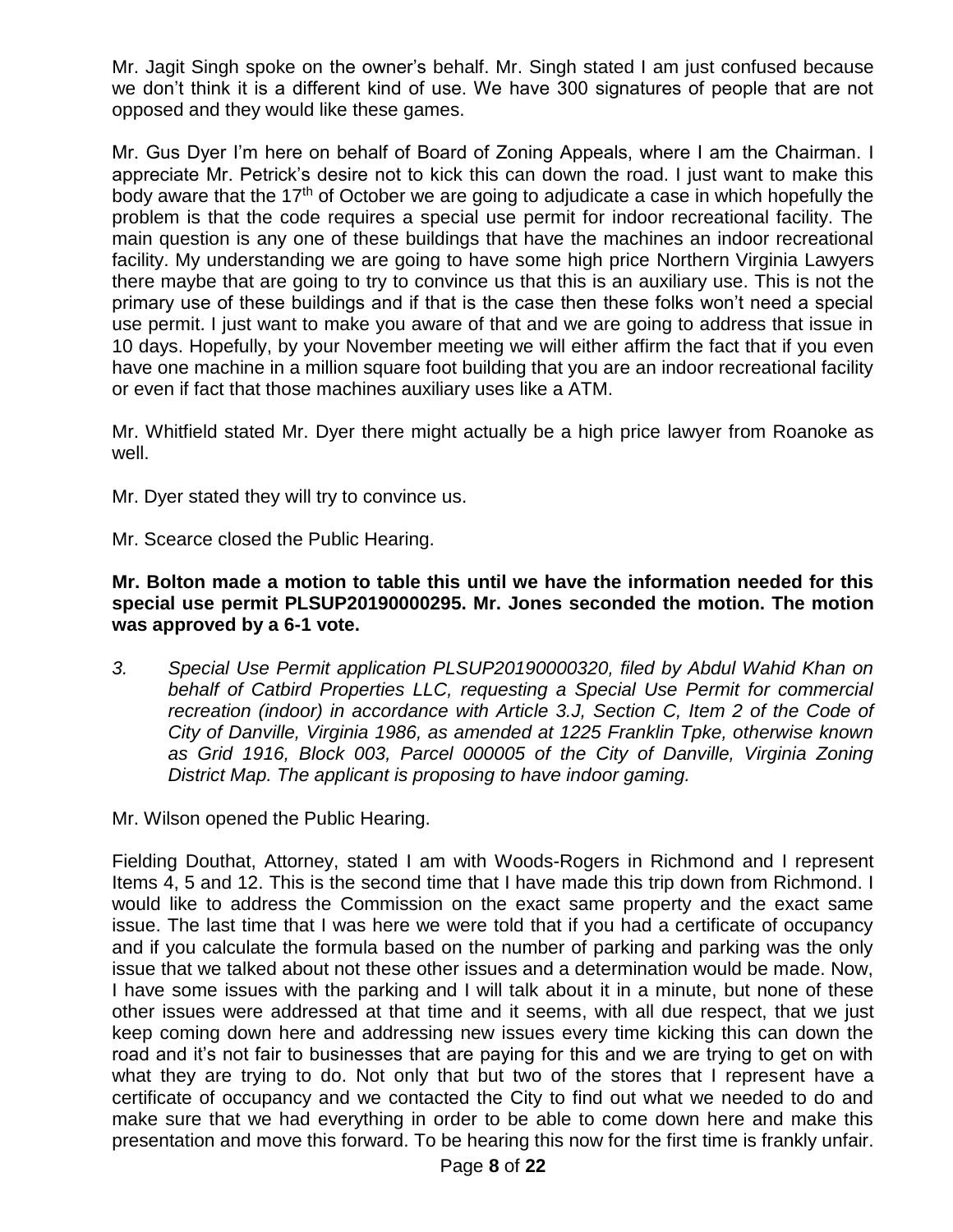Mr. Jagit Singh spoke on the owner's behalf. Mr. Singh stated I am just confused because we don't think it is a different kind of use. We have 300 signatures of people that are not opposed and they would like these games.

Mr. Gus Dyer I'm here on behalf of Board of Zoning Appeals, where I am the Chairman. I appreciate Mr. Petrick's desire not to kick this can down the road. I just want to make this body aware that the 17th of October we are going to adjudicate a case in which hopefully the problem is that the code requires a special use permit for indoor recreational facility. The main question is any one of these buildings that have the machines an indoor recreational facility. My understanding we are going to have some high price Northern Virginia Lawyers there maybe that are going to try to convince us that this is an auxiliary use. This is not the primary use of these buildings and if that is the case then these folks won't need a special use permit. I just want to make you aware of that and we are going to address that issue in 10 days. Hopefully, by your November meeting we will either affirm the fact that if you even have one machine in a million square foot building that you are an indoor recreational facility or even if fact that those machines auxiliary uses like a ATM.

Mr. Whitfield stated Mr. Dyer there might actually be a high price lawyer from Roanoke as well.

Mr. Dyer stated they will try to convince us.

Mr. Scearce closed the Public Hearing.

**Mr. Bolton made a motion to table this until we have the information needed for this special use permit PLSUP20190000295. Mr. Jones seconded the motion. The motion was approved by a 6-1 vote.**

3. *Special Use Permit application PLSUP20190000320, filed by Abdul Wahid Khan on behalf of Catbird Properties LLC, requesting a Special Use Permit for commercial recreation (indoor) in accordance with Article 3.J, Section C, Item 2 of the Code of City of Danville, Virginia 1986, as amended at 1225 Franklin Tpke, otherwise known as Grid 1916, Block 003, Parcel 000005 of the City of Danville, Virginia Zoning District Map. The applicant is proposing to have indoor gaming.*

Mr. Wilson opened the Public Hearing.

Fielding Douthat, Attorney, stated I am with Woods-Rogers in Richmond and I represent Items 4, 5 and 12. This is the second time that I have made this trip down from Richmond. I would like to address the Commission on the exact same property and the exact same issue. The last time that I was here we were told that if you had a certificate of occupancy and if you calculate the formula based on the number of parking and parking was the only issue that we talked about not these other issues and a determination would be made. Now, I have some issues with the parking and I will talk about it in a minute, but none of these other issues were addressed at that time and it seems, with all due respect, that we just keep coming down here and addressing new issues every time kicking this can down the road and it's not fair to businesses that are paying for this and we are trying to get on with what they are trying to do. Not only that but two of the stores that I represent have a certificate of occupancy and we contacted the City to find out what we needed to do and make sure that we had everything in order to be able to come down here and make this presentation and move this forward. To be hearing this now for the first time is frankly unfair.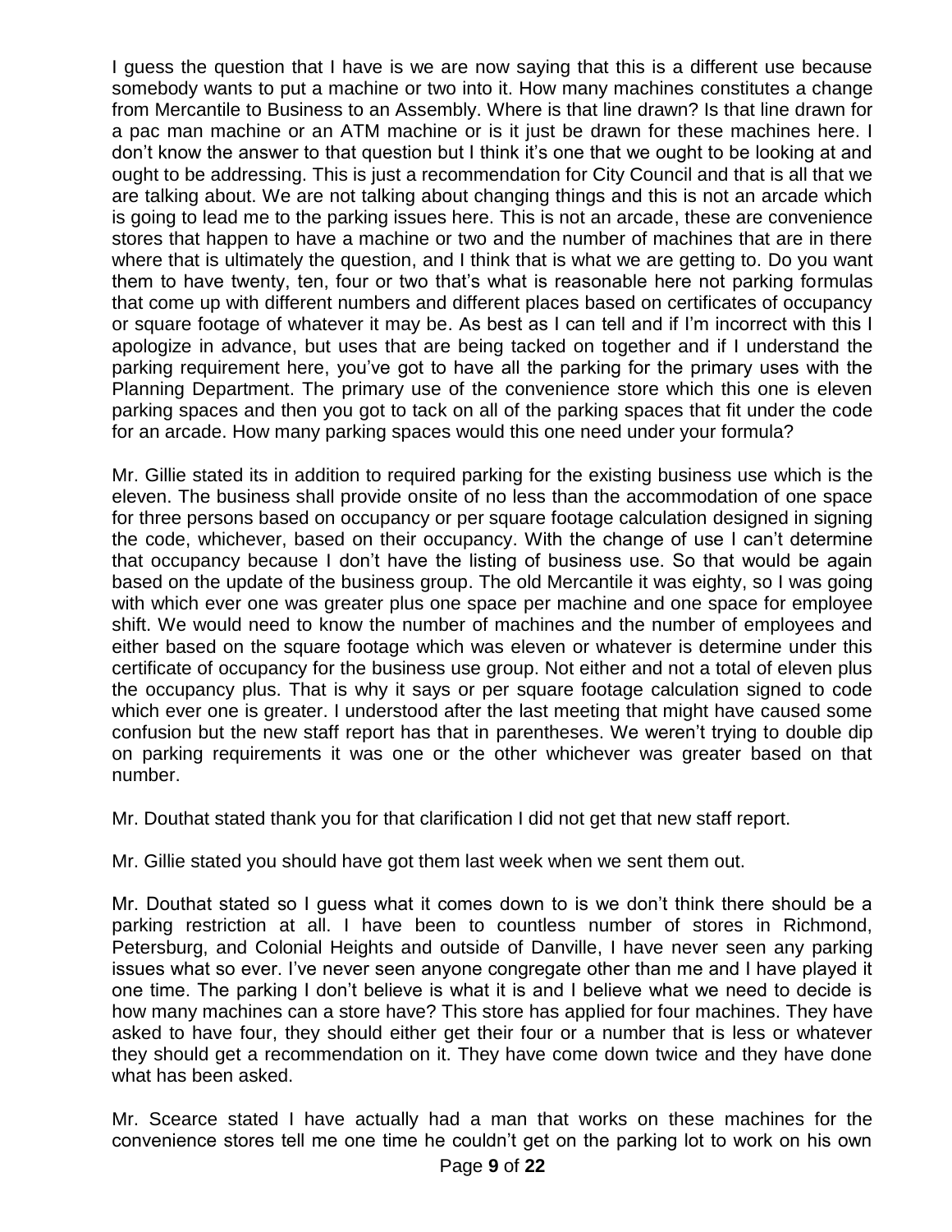I guess the question that I have is we are now saying that this is a different use because somebody wants to put a machine or two into it. How many machines constitutes a change from Mercantile to Business to an Assembly. Where is that line drawn? Is that line drawn for a pac man machine or an ATM machine or is it just be drawn for these machines here. I don't know the answer to that question but I think it's one that we ought to be looking at and ought to be addressing. This is just a recommendation for City Council and that is all that we are talking about. We are not talking about changing things and this is not an arcade which is going to lead me to the parking issues here. This is not an arcade, these are convenience stores that happen to have a machine or two and the number of machines that are in there where that is ultimately the question, and I think that is what we are getting to. Do you want them to have twenty, ten, four or two that's what is reasonable here not parking formulas that come up with different numbers and different places based on certificates of occupancy or square footage of whatever it may be. As best as I can tell and if I'm incorrect with this I apologize in advance, but uses that are being tacked on together and if I understand the parking requirement here, you've got to have all the parking for the primary uses with the Planning Department. The primary use of the convenience store which this one is eleven parking spaces and then you got to tack on all of the parking spaces that fit under the code for an arcade. How many parking spaces would this one need under your formula?

Mr. Gillie stated its in addition to required parking for the existing business use which is the eleven. The business shall provide onsite of no less than the accommodation of one space for three persons based on occupancy or per square footage calculation designed in signing the code, whichever, based on their occupancy. With the change of use I can't determine that occupancy because I don't have the listing of business use. So that would be again based on the update of the business group. The old Mercantile it was eighty, so I was going with which ever one was greater plus one space per machine and one space for employee shift. We would need to know the number of machines and the number of employees and either based on the square footage which was eleven or whatever is determine under this certificate of occupancy for the business use group. Not either and not a total of eleven plus the occupancy plus. That is why it says or per square footage calculation signed to code which ever one is greater. I understood after the last meeting that might have caused some confusion but the new staff report has that in parentheses. We weren't trying to double dip on parking requirements it was one or the other whichever was greater based on that number.

Mr. Douthat stated thank you for that clarification I did not get that new staff report.

Mr. Gillie stated you should have got them last week when we sent them out.

Mr. Douthat stated so I guess what it comes down to is we don't think there should be a parking restriction at all. I have been to countless number of stores in Richmond, Petersburg, and Colonial Heights and outside of Danville, I have never seen any parking issues what so ever. I've never seen anyone congregate other than me and I have played it one time. The parking I don't believe is what it is and I believe what we need to decide is how many machines can a store have? This store has applied for four machines. They have asked to have four, they should either get their four or a number that is less or whatever they should get a recommendation on it. They have come down twice and they have done what has been asked.

Mr. Scearce stated I have actually had a man that works on these machines for the convenience stores tell me one time he couldn't get on the parking lot to work on his own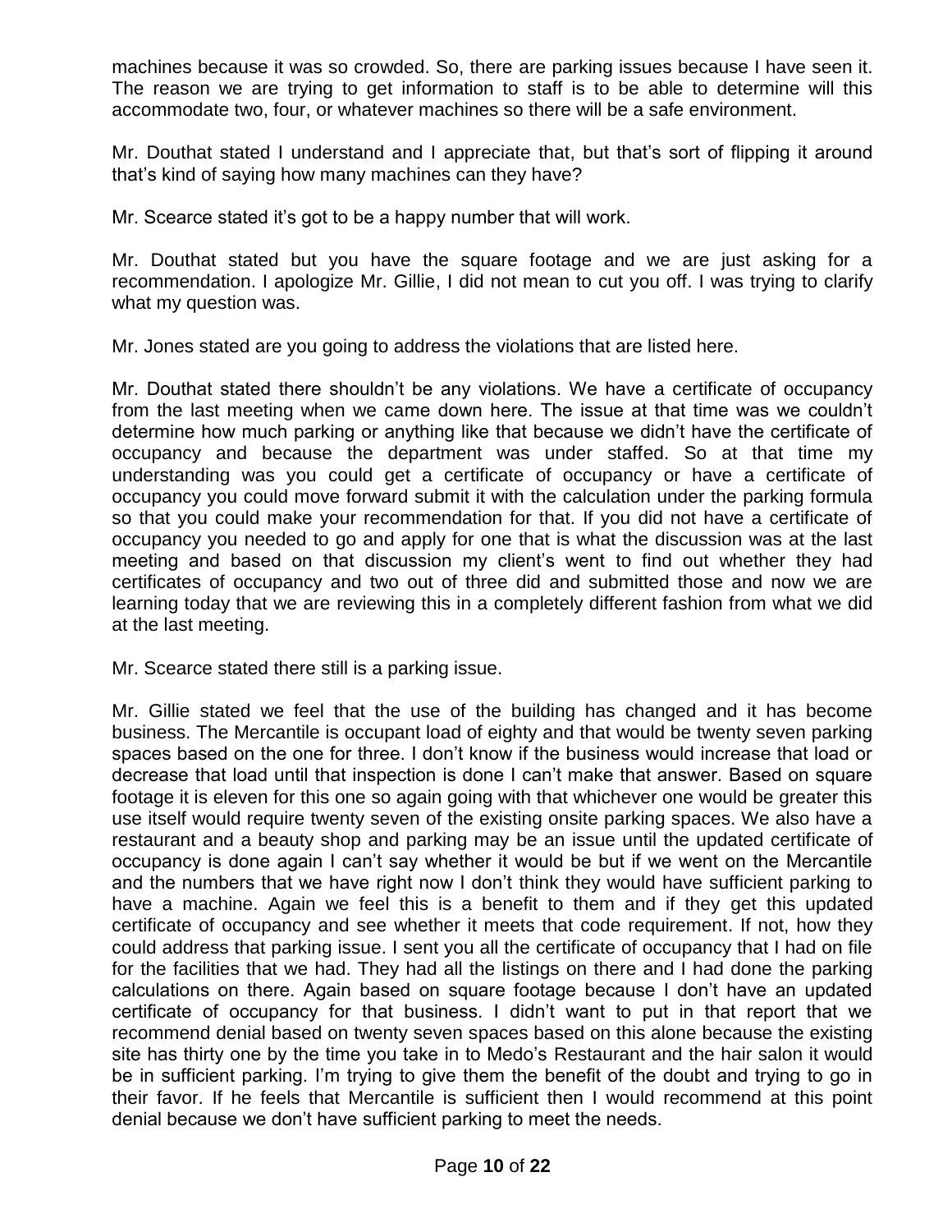machines because it was so crowded. So, there are parking issues because I have seen it. The reason we are trying to get information to staff is to be able to determine will this accommodate two, four, or whatever machines so there will be a safe environment.

Mr. Douthat stated I understand and I appreciate that, but that's sort of flipping it around that's kind of saying how many machines can they have?

Mr. Scearce stated it's got to be a happy number that will work.

Mr. Douthat stated but you have the square footage and we are just asking for a recommendation. I apologize Mr. Gillie, I did not mean to cut you off. I was trying to clarify what my question was.

Mr. Jones stated are you going to address the violations that are listed here.

Mr. Douthat stated there shouldn't be any violations. We have a certificate of occupancy from the last meeting when we came down here. The issue at that time was we couldn't determine how much parking or anything like that because we didn't have the certificate of occupancy and because the department was under staffed. So at that time my understanding was you could get a certificate of occupancy or have a certificate of occupancy you could move forward submit it with the calculation under the parking formula so that you could make your recommendation for that. If you did not have a certificate of occupancy you needed to go and apply for one that is what the discussion was at the last meeting and based on that discussion my client's went to find out whether they had certificates of occupancy and two out of three did and submitted those and now we are learning today that we are reviewing this in a completely different fashion from what we did at the last meeting.

Mr. Scearce stated there still is a parking issue.

Mr. Gillie stated we feel that the use of the building has changed and it has become business. The Mercantile is occupant load of eighty and that would be twenty seven parking spaces based on the one for three. I don't know if the business would increase that load or decrease that load until that inspection is done I can't make that answer. Based on square footage it is eleven for this one so again going with that whichever one would be greater this use itself would require twenty seven of the existing onsite parking spaces. We also have a restaurant and a beauty shop and parking may be an issue until the updated certificate of occupancy is done again I can't say whether it would be but if we went on the Mercantile and the numbers that we have right now I don't think they would have sufficient parking to have a machine. Again we feel this is a benefit to them and if they get this updated certificate of occupancy and see whether it meets that code requirement. If not, how they could address that parking issue. I sent you all the certificate of occupancy that I had on file for the facilities that we had. They had all the listings on there and I had done the parking calculations on there. Again based on square footage because I don't have an updated certificate of occupancy for that business. I didn't want to put in that report that we recommend denial based on twenty seven spaces based on this alone because the existing site has thirty one by the time you take in to Medo's Restaurant and the hair salon it would be in sufficient parking. I'm trying to give them the benefit of the doubt and trying to go in their favor. If he feels that Mercantile is sufficient then I would recommend at this point denial because we don't have sufficient parking to meet the needs.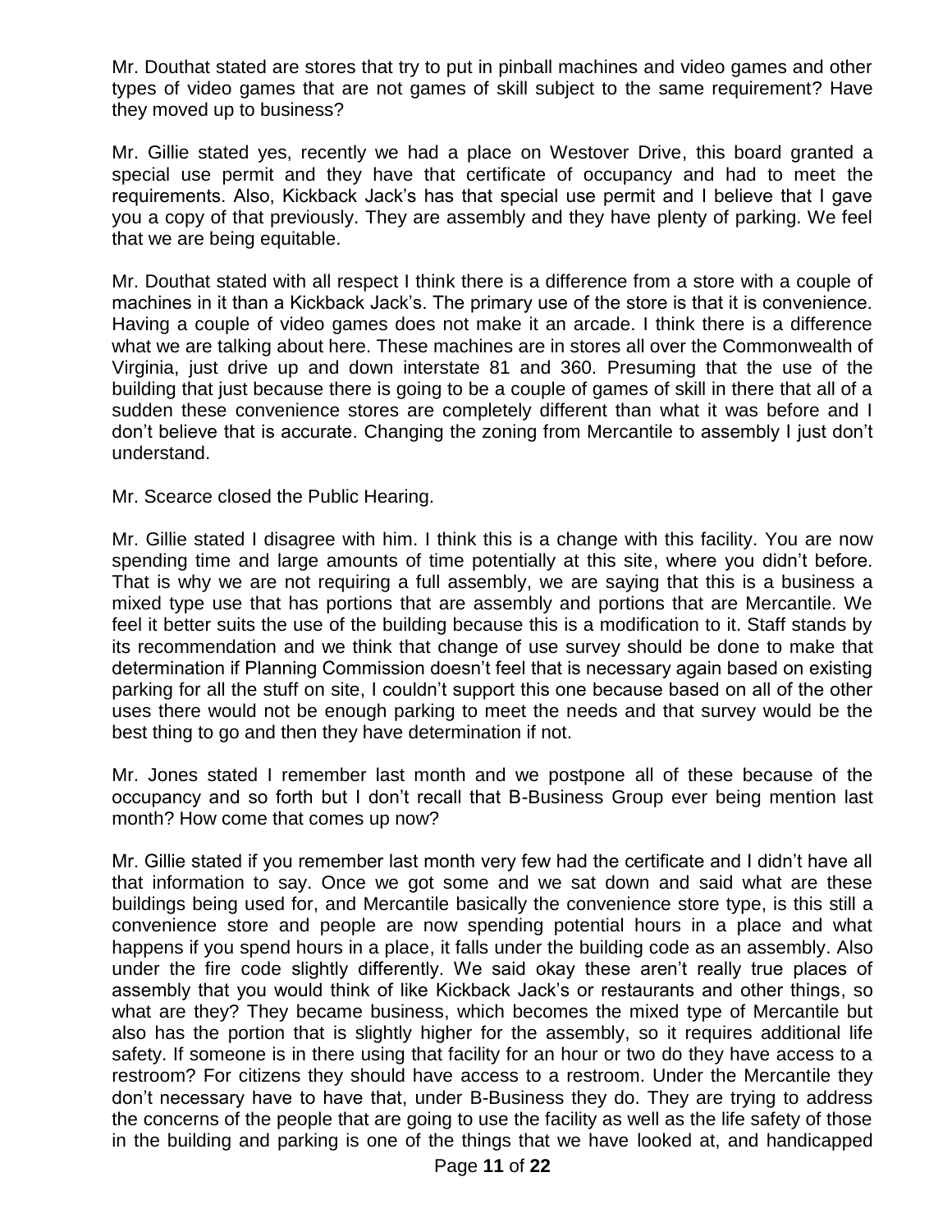Mr. Douthat stated are stores that try to put in pinball machines and video games and other types of video games that are not games of skill subject to the same requirement? Have they moved up to business?

Mr. Gillie stated yes, recently we had a place on Westover Drive, this board granted a special use permit and they have that certificate of occupancy and had to meet the requirements. Also, Kickback Jack's has that special use permit and I believe that I gave you a copy of that previously. They are assembly and they have plenty of parking. We feel that we are being equitable.

Mr. Douthat stated with all respect I think there is a difference from a store with a couple of machines in it than a Kickback Jack's. The primary use of the store is that it is convenience. Having a couple of video games does not make it an arcade. I think there is a difference what we are talking about here. These machines are in stores all over the Commonwealth of Virginia, just drive up and down interstate 81 and 360. Presuming that the use of the building that just because there is going to be a couple of games of skill in there that all of a sudden these convenience stores are completely different than what it was before and I don't believe that is accurate. Changing the zoning from Mercantile to assembly I just don't understand.

Mr. Scearce closed the Public Hearing.

Mr. Gillie stated I disagree with him. I think this is a change with this facility. You are now spending time and large amounts of time potentially at this site, where you didn't before. That is why we are not requiring a full assembly, we are saying that this is a business a mixed type use that has portions that are assembly and portions that are Mercantile. We feel it better suits the use of the building because this is a modification to it. Staff stands by its recommendation and we think that change of use survey should be done to make that determination if Planning Commission doesn't feel that is necessary again based on existing parking for all the stuff on site, I couldn't support this one because based on all of the other uses there would not be enough parking to meet the needs and that survey would be the best thing to go and then they have determination if not.

Mr. Jones stated I remember last month and we postpone all of these because of the occupancy and so forth but I don't recall that B-Business Group ever being mention last month? How come that comes up now?

Mr. Gillie stated if you remember last month very few had the certificate and I didn't have all that information to say. Once we got some and we sat down and said what are these buildings being used for, and Mercantile basically the convenience store type, is this still a convenience store and people are now spending potential hours in a place and what happens if you spend hours in a place, it falls under the building code as an assembly. Also under the fire code slightly differently. We said okay these aren't really true places of assembly that you would think of like Kickback Jack's or restaurants and other things, so what are they? They became business, which becomes the mixed type of Mercantile but also has the portion that is slightly higher for the assembly, so it requires additional life safety. If someone is in there using that facility for an hour or two do they have access to a restroom? For citizens they should have access to a restroom. Under the Mercantile they don't necessary have to have that, under B-Business they do. They are trying to address the concerns of the people that are going to use the facility as well as the life safety of those in the building and parking is one of the things that we have looked at, and handicapped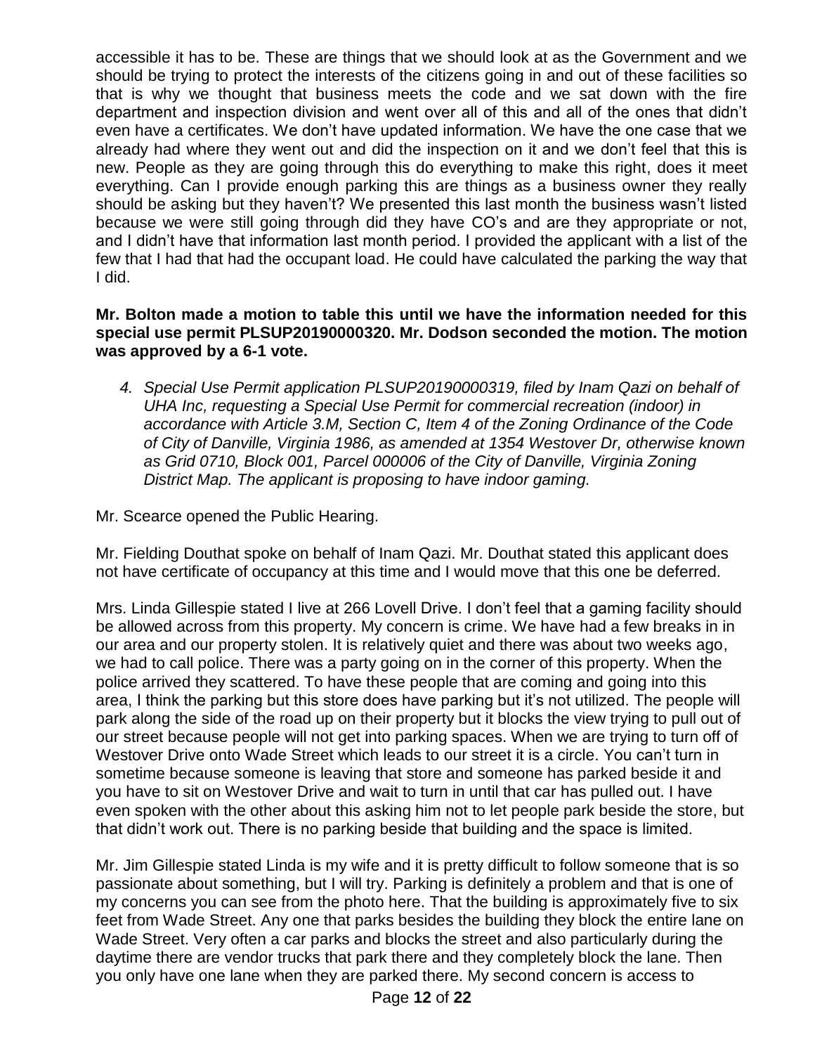accessible it has to be. These are things that we should look at as the Government and we should be trying to protect the interests of the citizens going in and out of these facilities so that is why we thought that business meets the code and we sat down with the fire department and inspection division and went over all of this and all of the ones that didn't even have a certificates. We don't have updated information. We have the one case that we already had where they went out and did the inspection on it and we don't feel that this is new. People as they are going through this do everything to make this right, does it meet everything. Can I provide enough parking this are things as a business owner they really should be asking but they haven't? We presented this last month the business wasn't listed because we were still going through did they have CO's and are they appropriate or not, and I didn't have that information last month period. I provided the applicant with a list of the few that I had that had the occupant load. He could have calculated the parking the way that I did.

**Mr. Bolton made a motion to table this until we have the information needed for this special use permit PLSUP20190000320. Mr. Dodson seconded the motion. The motion was approved by a 6-1 vote.**

4. *Special Use Permit application PLSUP20190000319, filed by Inam Qazi on behalf of UHA Inc, requesting a Special Use Permit for commercial recreation (indoor) in accordance with Article 3.M, Section C, Item 4 of the Zoning Ordinance of the Code of City of Danville, Virginia 1986, as amended at 1354 Westover Dr, otherwise known as Grid 0710, Block 001, Parcel 000006 of the City of Danville, Virginia Zoning District Map. The applicant is proposing to have indoor gaming.*

Mr. Scearce opened the Public Hearing.

Mr. Fielding Douthat spoke on behalf of Inam Qazi. Mr. Douthat stated this applicant does not have certificate of occupancy at this time and I would move that this one be deferred.

Mrs. Linda Gillespie stated I live at 266 Lovell Drive. I don't feel that a gaming facility should be allowed across from this property. My concern is crime. We have had a few breaks in in our area and our property stolen. It is relatively quiet and there was about two weeks ago, we had to call police. There was a party going on in the corner of this property. When the police arrived they scattered. To have these people that are coming and going into this area, I think the parking but this store does have parking but it's not utilized. The people will park along the side of the road up on their property but it blocks the view trying to pull out of our street because people will not get into parking spaces. When we are trying to turn off of Westover Drive onto Wade Street which leads to our street it is a circle. You can't turn in sometime because someone is leaving that store and someone has parked beside it and you have to sit on Westover Drive and wait to turn in until that car has pulled out. I have even spoken with the other about this asking him not to let people park beside the store, but that didn't work out. There is no parking beside that building and the space is limited.

Mr. Jim Gillespie stated Linda is my wife and it is pretty difficult to follow someone that is so passionate about something, but I will try. Parking is definitely a problem and that is one of my concerns you can see from the photo here. That the building is approximately five to six feet from Wade Street. Any one that parks besides the building they block the entire lane on Wade Street. Very often a car parks and blocks the street and also particularly during the daytime there are vendor trucks that park there and they completely block the lane. Then you only have one lane when they are parked there. My second concern is access to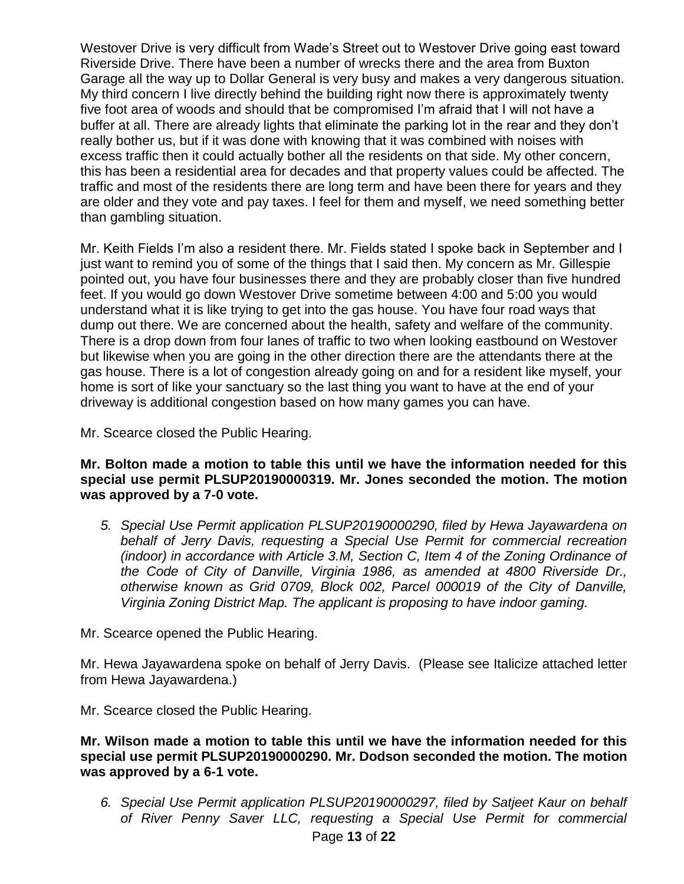Westover Drive is very difficult from Wade's Street out to Westover Drive going east toward Riverside Drive. There have been a number of wrecks there and the area from Buxton Garage all the way up to Dollar General is very busy and makes a very dangerous situation. My third concern I live directly behind the building right now there is approximately twenty five foot area of woods and should that be compromised I'm afraid that I will not have a buffer at all. There are already lights that eliminate the parking lot in the rear and they don't really bother us, but if it was done with knowing that it was combined with noises with excess traffic then it could actually bother all the residents on that side. My other concern, this has been a residential area for decades and that property values could be affected. The traffic and most of the residents there are long term and have been there for years and they are older and they vote and pay taxes. I feel for them and myself, we need something better than gambling situation.

Mr. Keith Fields I'm also a resident there. Mr. Fields stated I spoke back in September and I just want to remind you of some of the things that I said then. My concern as Mr. Gillespie pointed out, you have four businesses there and they are probably closer than five hundred feet. If you would go down Westover Drive sometime between 4:00 and 5:00 you would understand what it is like trying to get into the gas house. You have four road ways that dump out there. We are concerned about the health, safety and welfare of the community. There is a drop down from four lanes of traffic to two when looking eastbound on Westover but likewise when you are going in the other direction there are the attendants there at the gas house. There is a lot of congestion already going on and for a resident like myself, your home is sort of like your sanctuary so the last thing you want to have at the end of your driveway is additional congestion based on how many games you can have.

Mr. Scearce closed the Public Hearing.

**Mr. Bolton made a motion to table this until we have the information needed for this special use permit PLSUP20190000319. Mr. Jones seconded the motion. The motion was approved by a 7-0 vote.**

5. *Special Use Permit application PLSUP20190000290, filed by Hewa Jayawardena on behalf of Jerry Davis, requesting a Special Use Permit for commercial recreation (indoor) in accordance with Article 3.M, Section C, Item 4 of the Zoning Ordinance of the Code of City of Danville, Virginia 1986, as amended at 4800 Riverside Dr., otherwise known as Grid 0709, Block 002, Parcel 000019 of the City of Danville, Virginia Zoning District Map. The applicant is proposing to have indoor gaming.*

Mr. Scearce opened the Public Hearing.

Mr. Hewa Jayawardena spoke on behalf of Jerry Davis. (Please see Italicize attached letter from Hewa Jayawardena.)

Mr. Scearce closed the Public Hearing.

**Mr. Wilson made a motion to table this until we have the information needed for this special use permit PLSUP20190000290. Mr. Dodson seconded the motion. The motion was approved by a 6-1 vote.**

6. *Special Use Permit application PLSUP20190000297, filed by Satjeet Kaur on behalf of River Penny Saver LLC, requesting a Special Use Permit for commercial*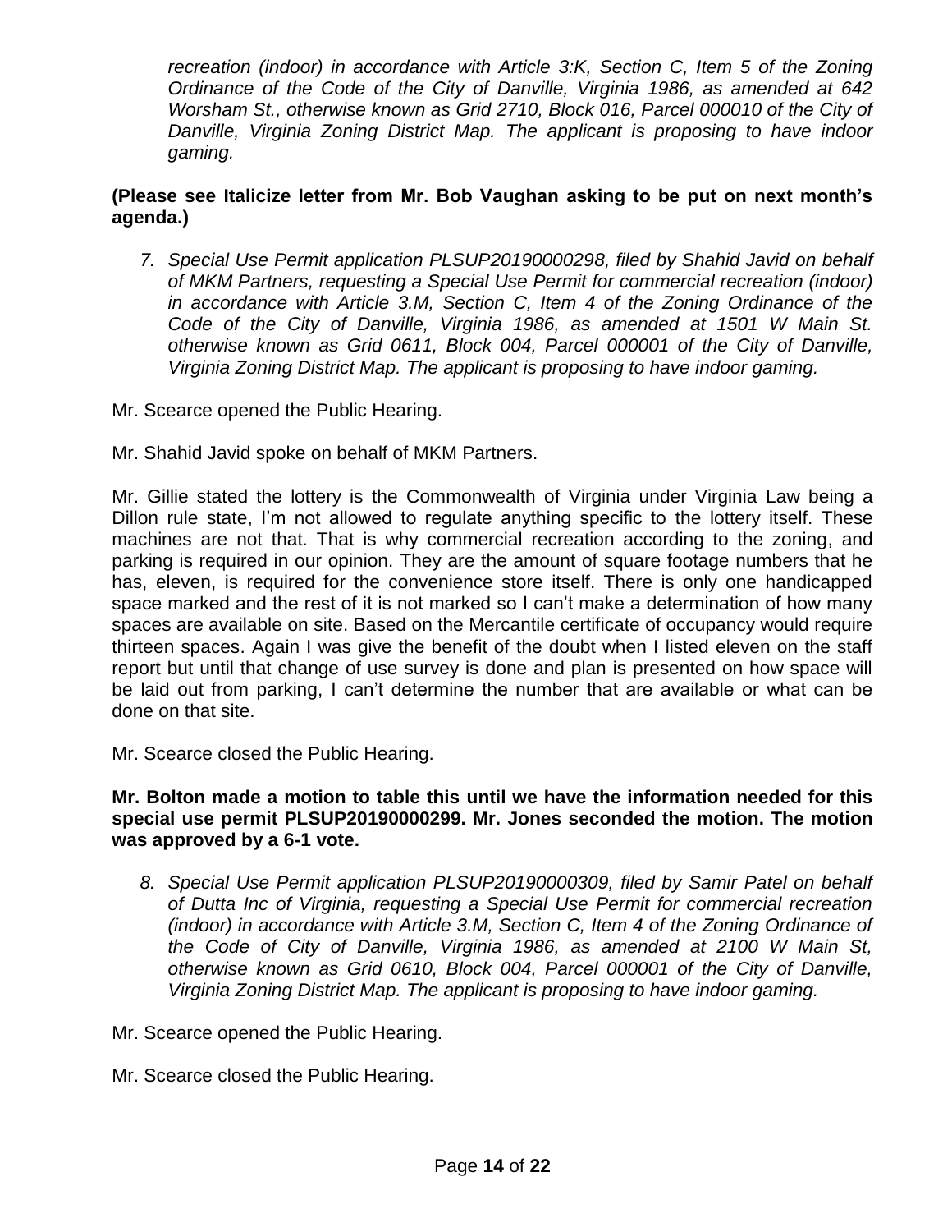*recreation (indoor) in accordance with Article 3:K, Section C, Item 5 of the Zoning Ordinance of the Code of the City of Danville, Virginia 1986, as amended at 642 Worsham St., otherwise known as Grid 2710, Block 016, Parcel 000010 of the City of Danville, Virginia Zoning District Map. The applicant is proposing to have indoor gaming.*

**(Please see Italicize letter from Mr. Bob Vaughan asking to be put on next month's agenda.)**

7. *Special Use Permit application PLSUP20190000298, filed by Shahid Javid on behalf of MKM Partners, requesting a Special Use Permit for commercial recreation (indoor) in accordance with Article 3.M, Section C, Item 4 of the Zoning Ordinance of the Code of the City of Danville, Virginia 1986, as amended at 1501 W Main St. otherwise known as Grid 0611, Block 004, Parcel 000001 of the City of Danville, Virginia Zoning District Map. The applicant is proposing to have indoor gaming.*

Mr. Scearce opened the Public Hearing.

Mr. Shahid Javid spoke on behalf of MKM Partners.

Mr. Gillie stated the lottery is the Commonwealth of Virginia under Virginia Law being a Dillon rule state, I'm not allowed to regulate anything specific to the lottery itself. These machines are not that. That is why commercial recreation according to the zoning, and parking is required in our opinion. They are the amount of square footage numbers that he has, eleven, is required for the convenience store itself. There is only one handicapped space marked and the rest of it is not marked so I can't make a determination of how many spaces are available on site. Based on the Mercantile certificate of occupancy would require thirteen spaces. Again I was give the benefit of the doubt when I listed eleven on the staff report but until that change of use survey is done and plan is presented on how space will be laid out from parking, I can't determine the number that are available or what can be done on that site.

Mr. Scearce closed the Public Hearing.

**Mr. Bolton made a motion to table this until we have the information needed for this special use permit PLSUP20190000299. Mr. Jones seconded the motion. The motion was approved by a 6-1 vote.**

8. *Special Use Permit application PLSUP20190000309, filed by Samir Patel on behalf of Dutta Inc of Virginia, requesting a Special Use Permit for commercial recreation (indoor) in accordance with Article 3.M, Section C, Item 4 of the Zoning Ordinance of the Code of City of Danville, Virginia 1986, as amended at 2100 W Main St, otherwise known as Grid 0610, Block 004, Parcel 000001 of the City of Danville, Virginia Zoning District Map. The applicant is proposing to have indoor gaming.*

Mr. Scearce opened the Public Hearing.

Mr. Scearce closed the Public Hearing.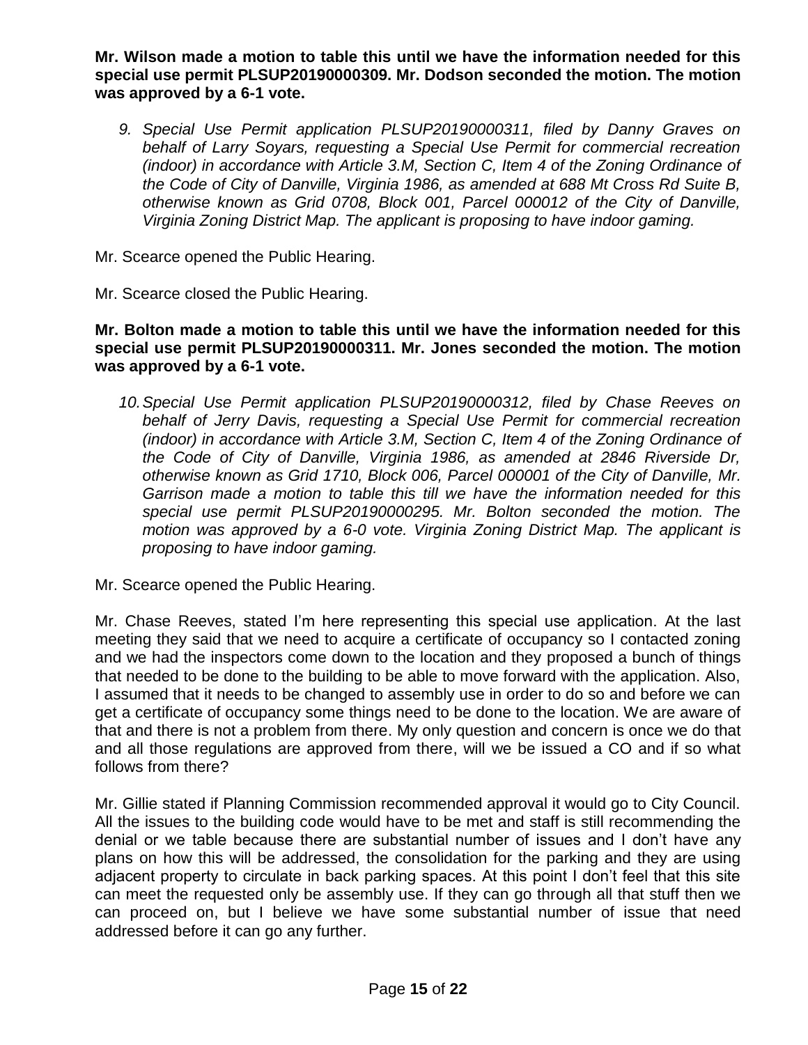**Mr. Wilson made a motion to table this until we have the information needed for this special use permit PLSUP20190000309. Mr. Dodson seconded the motion. The motion was approved by a 6-1 vote.**

9. *Special Use Permit application PLSUP20190000311, filed by Danny Graves on behalf of Larry Soyars, requesting a Special Use Permit for commercial recreation (indoor) in accordance with Article 3.M, Section C, Item 4 of the Zoning Ordinance of the Code of City of Danville, Virginia 1986, as amended at 688 Mt Cross Rd Suite B, otherwise known as Grid 0708, Block 001, Parcel 000012 of the City of Danville, Virginia Zoning District Map. The applicant is proposing to have indoor gaming.*

Mr. Scearce opened the Public Hearing.

Mr. Scearce closed the Public Hearing.

**Mr. Bolton made a motion to table this until we have the information needed for this special use permit PLSUP20190000311. Mr. Jones seconded the motion. The motion was approved by a 6-1 vote.**

10. *Special Use Permit application PLSUP20190000312, filed by Chase Reeves on behalf of Jerry Davis, requesting a Special Use Permit for commercial recreation (indoor) in accordance with Article 3.M, Section C, Item 4 of the Zoning Ordinance of the Code of City of Danville, Virginia 1986, as amended at 2846 Riverside Dr, otherwise known as Grid 1710, Block 006, Parcel 000001 of the City of Danville, Mr. Garrison made a motion to table this till we have the information needed for this special use permit PLSUP20190000295. Mr. Bolton seconded the motion. The motion was approved by a 6-0 vote. Virginia Zoning District Map. The applicant is proposing to have indoor gaming.*

Mr. Scearce opened the Public Hearing.

Mr. Chase Reeves, stated I'm here representing this special use application. At the last meeting they said that we need to acquire a certificate of occupancy so I contacted zoning and we had the inspectors come down to the location and they proposed a bunch of things that needed to be done to the building to be able to move forward with the application. Also, I assumed that it needs to be changed to assembly use in order to do so and before we can get a certificate of occupancy some things need to be done to the location. We are aware of that and there is not a problem from there. My only question and concern is once we do that and all those regulations are approved from there, will we be issued a CO and if so what follows from there?

Mr. Gillie stated if Planning Commission recommended approval it would go to City Council. All the issues to the building code would have to be met and staff is still recommending the denial or we table because there are substantial number of issues and I don't have any plans on how this will be addressed, the consolidation for the parking and they are using adjacent property to circulate in back parking spaces. At this point I don't feel that this site can meet the requested only be assembly use. If they can go through all that stuff then we can proceed on, but I believe we have some substantial number of issue that need addressed before it can go any further.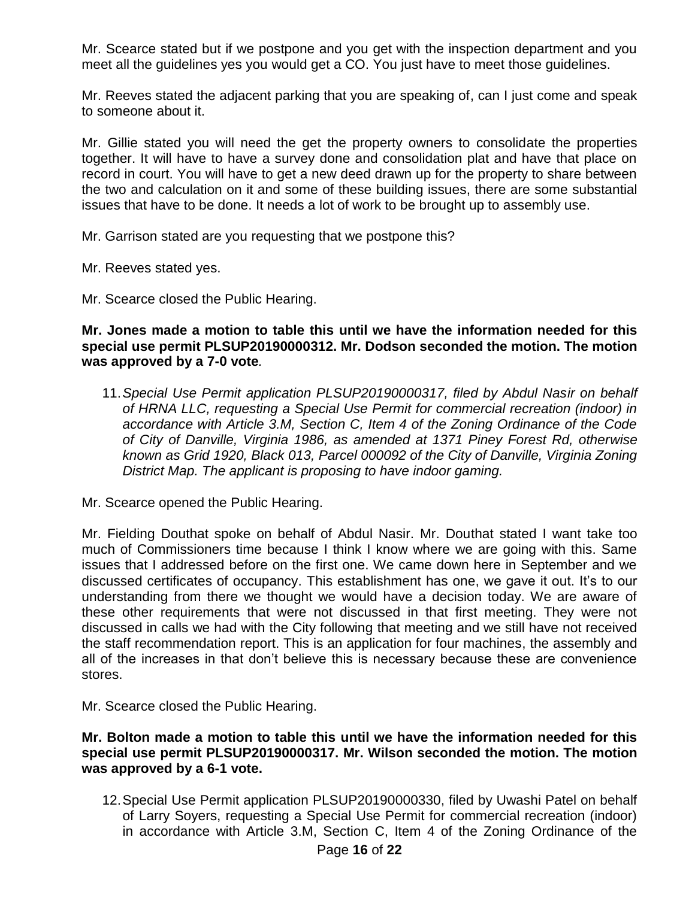Mr. Scearce stated but if we postpone and you get with the inspection department and you meet all the guidelines yes you would get a CO. You just have to meet those guidelines.

Mr. Reeves stated the adjacent parking that you are speaking of, can I just come and speak to someone about it.

Mr. Gillie stated you will need the get the property owners to consolidate the properties together. It will have to have a survey done and consolidation plat and have that place on record in court. You will have to get a new deed drawn up for the property to share between the two and calculation on it and some of these building issues, there are some substantial issues that have to be done. It needs a lot of work to be brought up to assembly use.

Mr. Garrison stated are you requesting that we postpone this?

Mr. Reeves stated yes.

Mr. Scearce closed the Public Hearing.

**Mr. Jones made a motion to table this until we have the information needed for this special use permit PLSUP20190000312. Mr. Dodson seconded the motion. The motion was approved by a 7-0 vote***.*

11. *Special Use Permit application PLSUP20190000317, filed by Abdul Nasir on behalf of HRNA LLC, requesting a Special Use Permit for commercial recreation (indoor) in accordance with Article 3.M, Section C, Item 4 of the Zoning Ordinance of the Code of City of Danville, Virginia 1986, as amended at 1371 Piney Forest Rd, otherwise known as Grid 1920, Black 013, Parcel 000092 of the City of Danville, Virginia Zoning District Map. The applicant is proposing to have indoor gaming.*

Mr. Scearce opened the Public Hearing.

Mr. Fielding Douthat spoke on behalf of Abdul Nasir. Mr. Douthat stated I want take too much of Commissioners time because I think I know where we are going with this. Same issues that I addressed before on the first one. We came down here in September and we discussed certificates of occupancy. This establishment has one, we gave it out. It's to our understanding from there we thought we would have a decision today. We are aware of these other requirements that were not discussed in that first meeting. They were not discussed in calls we had with the City following that meeting and we still have not received the staff recommendation report. This is an application for four machines, the assembly and all of the increases in that don't believe this is necessary because these are convenience stores.

Mr. Scearce closed the Public Hearing.

**Mr. Bolton made a motion to table this until we have the information needed for this special use permit PLSUP20190000317. Mr. Wilson seconded the motion. The motion was approved by a 6-1 vote.**

12. Special Use Permit application PLSUP20190000330, filed by Uwashi Patel on behalf of Larry Soyers, requesting a Special Use Permit for commercial recreation (indoor) in accordance with Article 3.M, Section C, Item 4 of the Zoning Ordinance of the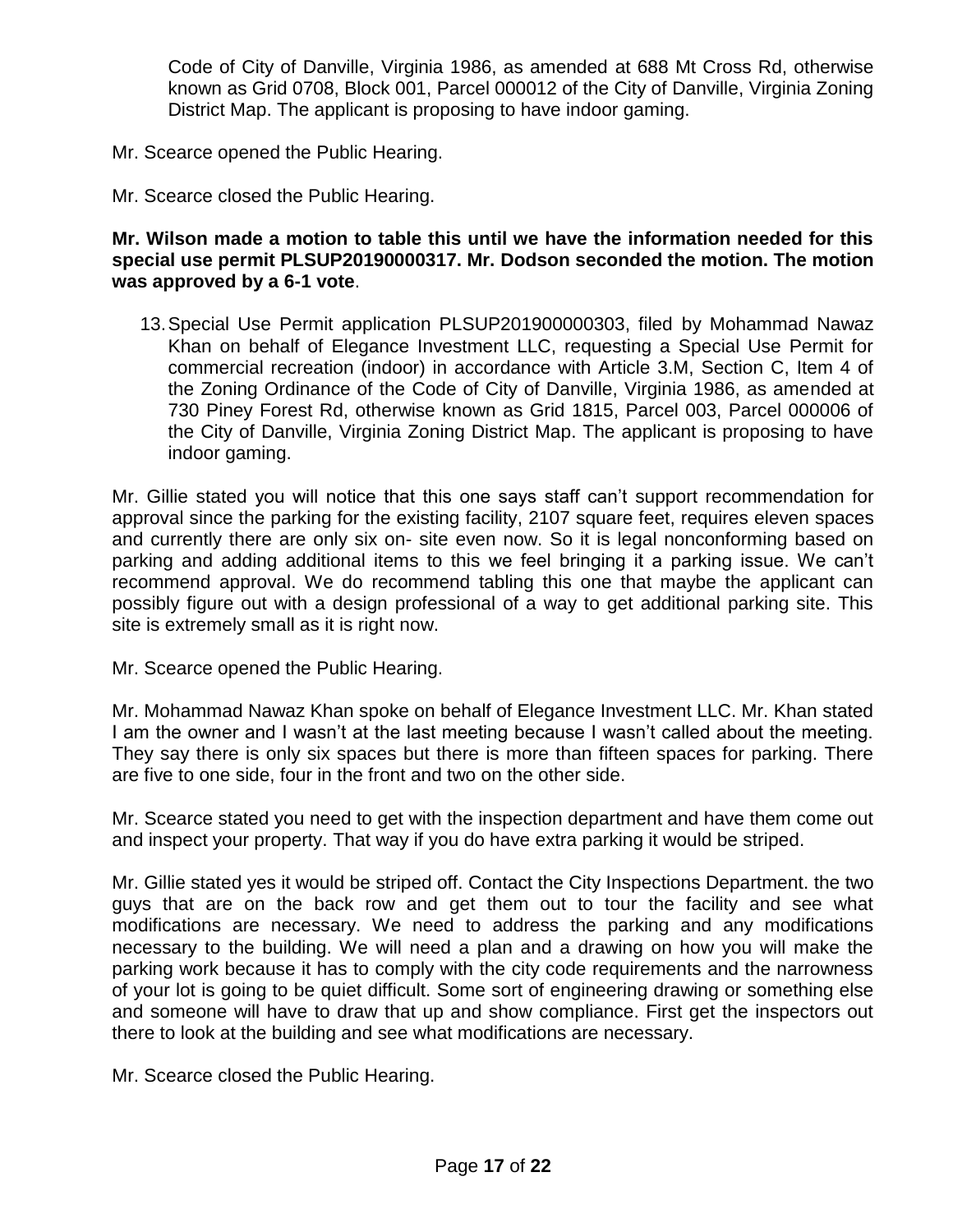Code of City of Danville, Virginia 1986, as amended at 688 Mt Cross Rd, otherwise known as Grid 0708, Block 001, Parcel 000012 of the City of Danville, Virginia Zoning District Map. The applicant is proposing to have indoor gaming.

Mr. Scearce opened the Public Hearing.

Mr. Scearce closed the Public Hearing.

**Mr. Wilson made a motion to table this until we have the information needed for this special use permit PLSUP20190000317. Mr. Dodson seconded the motion. The motion was approved by a 6-1 vote**.

13. Special Use Permit application PLSUP201900000303, filed by Mohammad Nawaz Khan on behalf of Elegance Investment LLC, requesting a Special Use Permit for commercial recreation (indoor) in accordance with Article 3.M, Section C, Item 4 of the Zoning Ordinance of the Code of City of Danville, Virginia 1986, as amended at 730 Piney Forest Rd, otherwise known as Grid 1815, Parcel 003, Parcel 000006 of the City of Danville, Virginia Zoning District Map. The applicant is proposing to have indoor gaming.

Mr. Gillie stated you will notice that this one says staff can't support recommendation for approval since the parking for the existing facility, 2107 square feet, requires eleven spaces and currently there are only six on- site even now. So it is legal nonconforming based on parking and adding additional items to this we feel bringing it a parking issue. We can't recommend approval. We do recommend tabling this one that maybe the applicant can possibly figure out with a design professional of a way to get additional parking site. This site is extremely small as it is right now.

Mr. Scearce opened the Public Hearing.

Mr. Mohammad Nawaz Khan spoke on behalf of Elegance Investment LLC. Mr. Khan stated I am the owner and I wasn't at the last meeting because I wasn't called about the meeting. They say there is only six spaces but there is more than fifteen spaces for parking. There are five to one side, four in the front and two on the other side.

Mr. Scearce stated you need to get with the inspection department and have them come out and inspect your property. That way if you do have extra parking it would be striped.

Mr. Gillie stated yes it would be striped off. Contact the City Inspections Department. the two guys that are on the back row and get them out to tour the facility and see what modifications are necessary. We need to address the parking and any modifications necessary to the building. We will need a plan and a drawing on how you will make the parking work because it has to comply with the city code requirements and the narrowness of your lot is going to be quiet difficult. Some sort of engineering drawing or something else and someone will have to draw that up and show compliance. First get the inspectors out there to look at the building and see what modifications are necessary.

Mr. Scearce closed the Public Hearing.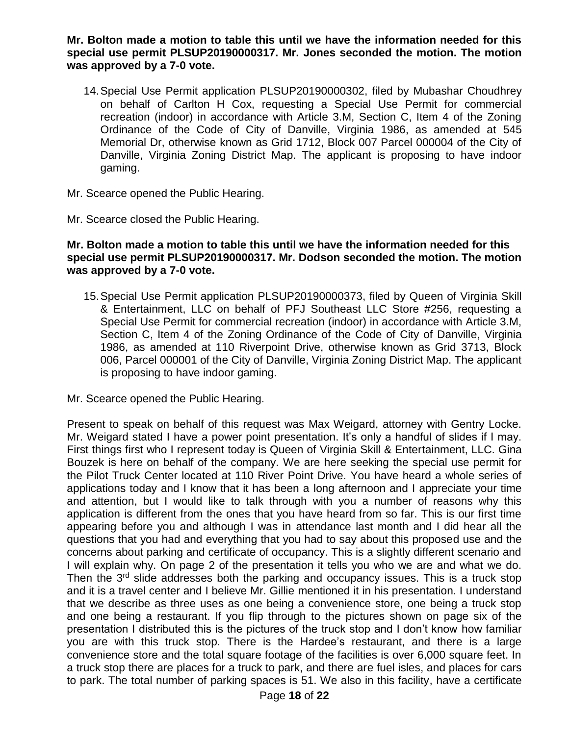**Mr. Bolton made a motion to table this until we have the information needed for this special use permit PLSUP20190000317. Mr. Jones seconded the motion. The motion was approved by a 7-0 vote.**

14. Special Use Permit application PLSUP20190000302, filed by Mubashar Choudhrey on behalf of Carlton H Cox, requesting a Special Use Permit for commercial recreation (indoor) in accordance with Article 3.M, Section C, Item 4 of the Zoning Ordinance of the Code of City of Danville, Virginia 1986, as amended at 545 Memorial Dr, otherwise known as Grid 1712, Block 007 Parcel 000004 of the City of Danville, Virginia Zoning District Map. The applicant is proposing to have indoor gaming.

Mr. Scearce opened the Public Hearing.

Mr. Scearce closed the Public Hearing.

**Mr. Bolton made a motion to table this until we have the information needed for this special use permit PLSUP20190000317. Mr. Dodson seconded the motion. The motion was approved by a 7-0 vote.**

15. Special Use Permit application PLSUP20190000373, filed by Queen of Virginia Skill & Entertainment, LLC on behalf of PFJ Southeast LLC Store #256, requesting a Special Use Permit for commercial recreation (indoor) in accordance with Article 3.M, Section C, Item 4 of the Zoning Ordinance of the Code of City of Danville, Virginia 1986, as amended at 110 Riverpoint Drive, otherwise known as Grid 3713, Block 006, Parcel 000001 of the City of Danville, Virginia Zoning District Map. The applicant is proposing to have indoor gaming.

Mr. Scearce opened the Public Hearing.

Present to speak on behalf of this request was Max Weigard, attorney with Gentry Locke. Mr. Weigard stated I have a power point presentation. It's only a handful of slides if I may. First things first who I represent today is Queen of Virginia Skill & Entertainment, LLC. Gina Bouzek is here on behalf of the company. We are here seeking the special use permit for the Pilot Truck Center located at 110 River Point Drive. You have heard a whole series of applications today and I know that it has been a long afternoon and I appreciate your time and attention, but I would like to talk through with you a number of reasons why this application is different from the ones that you have heard from so far. This is our first time appearing before you and although I was in attendance last month and I did hear all the questions that you had and everything that you had to say about this proposed use and the concerns about parking and certificate of occupancy. This is a slightly different scenario and I will explain why. On page 2 of the presentation it tells you who we are and what we do. Then the 3rd slide addresses both the parking and occupancy issues. This is a truck stop and it is a travel center and I believe Mr. Gillie mentioned it in his presentation. I understand that we describe as three uses as one being a convenience store, one being a truck stop and one being a restaurant. If you flip through to the pictures shown on page six of the presentation I distributed this is the pictures of the truck stop and I don't know how familiar you are with this truck stop. There is the Hardee's restaurant, and there is a large convenience store and the total square footage of the facilities is over 6,000 square feet. In a truck stop there are places for a truck to park, and there are fuel isles, and places for cars to park. The total number of parking spaces is 51. We also in this facility, have a certificate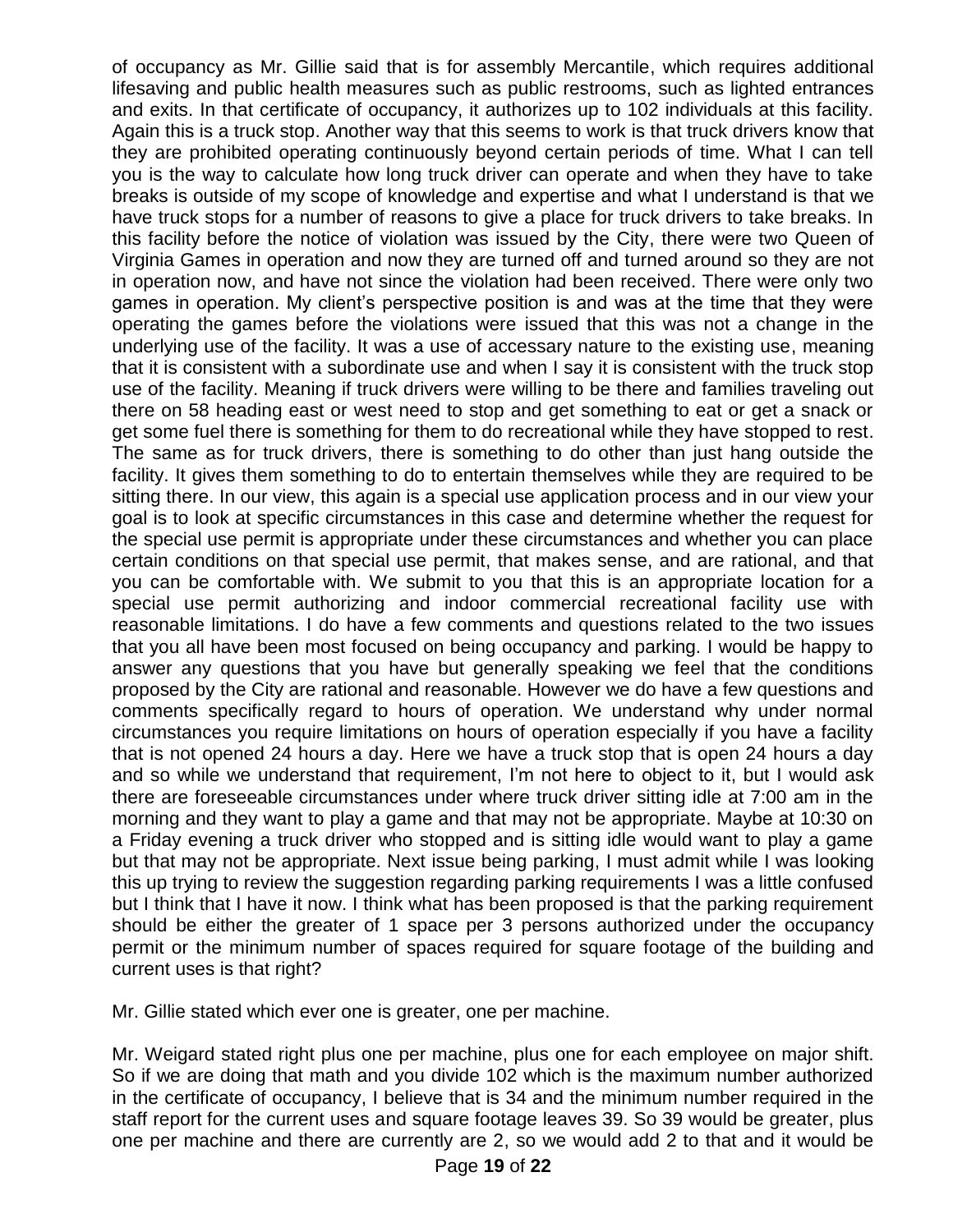of occupancy as Mr. Gillie said that is for assembly Mercantile, which requires additional lifesaving and public health measures such as public restrooms, such as lighted entrances and exits. In that certificate of occupancy, it authorizes up to 102 individuals at this facility. Again this is a truck stop. Another way that this seems to work is that truck drivers know that they are prohibited operating continuously beyond certain periods of time. What I can tell you is the way to calculate how long truck driver can operate and when they have to take breaks is outside of my scope of knowledge and expertise and what I understand is that we have truck stops for a number of reasons to give a place for truck drivers to take breaks. In this facility before the notice of violation was issued by the City, there were two Queen of Virginia Games in operation and now they are turned off and turned around so they are not in operation now, and have not since the violation had been received. There were only two games in operation. My client's perspective position is and was at the time that they were operating the games before the violations were issued that this was not a change in the underlying use of the facility. It was a use of accessary nature to the existing use, meaning that it is consistent with a subordinate use and when I say it is consistent with the truck stop use of the facility. Meaning if truck drivers were willing to be there and families traveling out there on 58 heading east or west need to stop and get something to eat or get a snack or get some fuel there is something for them to do recreational while they have stopped to rest. The same as for truck drivers, there is something to do other than just hang outside the facility. It gives them something to do to entertain themselves while they are required to be sitting there. In our view, this again is a special use application process and in our view your goal is to look at specific circumstances in this case and determine whether the request for the special use permit is appropriate under these circumstances and whether you can place certain conditions on that special use permit, that makes sense, and are rational, and that you can be comfortable with. We submit to you that this is an appropriate location for a special use permit authorizing and indoor commercial recreational facility use with reasonable limitations. I do have a few comments and questions related to the two issues that you all have been most focused on being occupancy and parking. I would be happy to answer any questions that you have but generally speaking we feel that the conditions proposed by the City are rational and reasonable. However we do have a few questions and comments specifically regard to hours of operation. We understand why under normal circumstances you require limitations on hours of operation especially if you have a facility that is not opened 24 hours a day. Here we have a truck stop that is open 24 hours a day and so while we understand that requirement, I'm not here to object to it, but I would ask there are foreseeable circumstances under where truck driver sitting idle at 7:00 am in the morning and they want to play a game and that may not be appropriate. Maybe at 10:30 on a Friday evening a truck driver who stopped and is sitting idle would want to play a game but that may not be appropriate. Next issue being parking, I must admit while I was looking this up trying to review the suggestion regarding parking requirements I was a little confused but I think that I have it now. I think what has been proposed is that the parking requirement should be either the greater of 1 space per 3 persons authorized under the occupancy permit or the minimum number of spaces required for square footage of the building and current uses is that right?

Mr. Gillie stated which ever one is greater, one per machine.

Mr. Weigard stated right plus one per machine, plus one for each employee on major shift. So if we are doing that math and you divide 102 which is the maximum number authorized in the certificate of occupancy, I believe that is 34 and the minimum number required in the staff report for the current uses and square footage leaves 39. So 39 would be greater, plus one per machine and there are currently are 2, so we would add 2 to that and it would be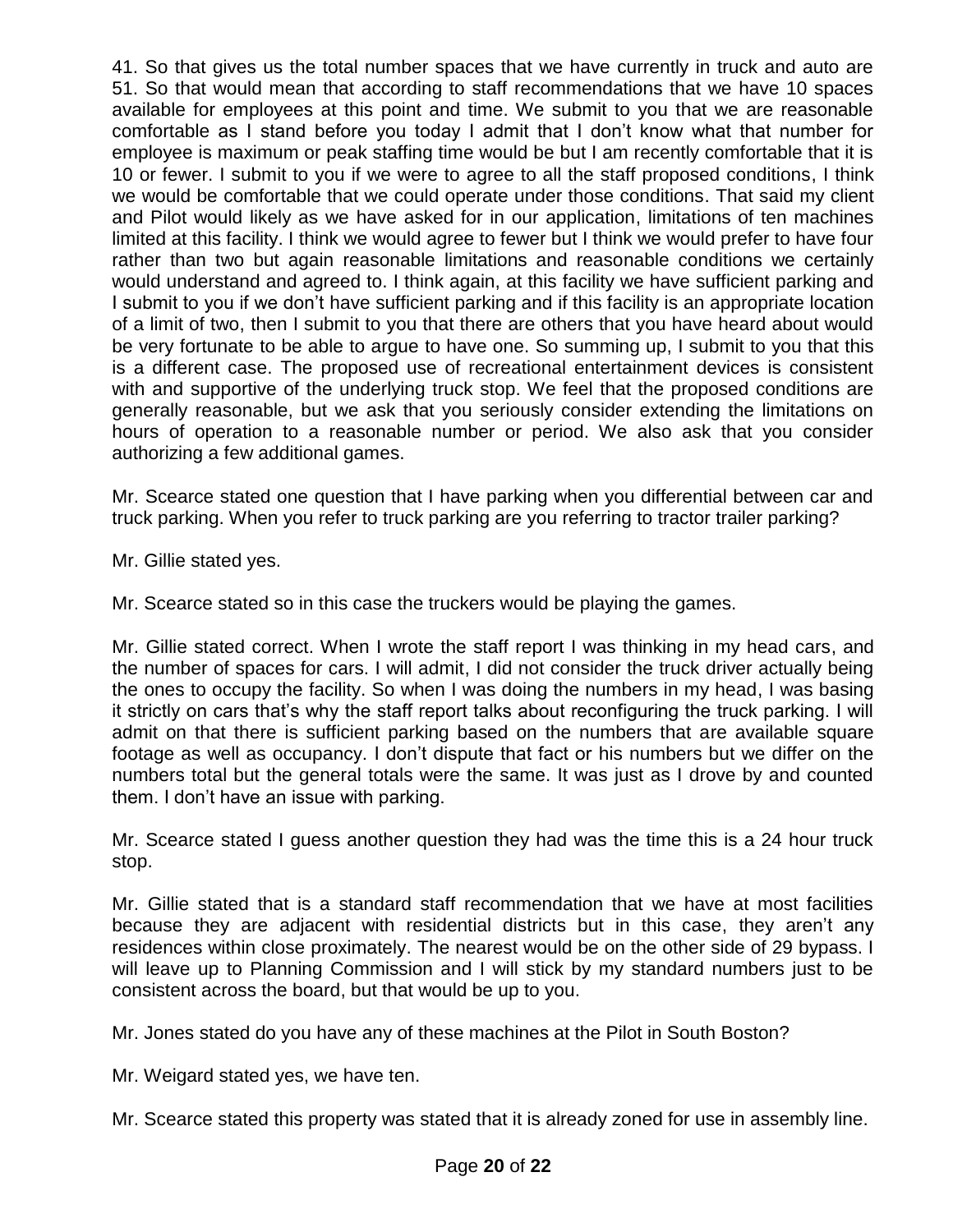41. So that gives us the total number spaces that we have currently in truck and auto are 51. So that would mean that according to staff recommendations that we have 10 spaces available for employees at this point and time. We submit to you that we are reasonable comfortable as I stand before you today I admit that I don't know what that number for employee is maximum or peak staffing time would be but I am recently comfortable that it is 10 or fewer. I submit to you if we were to agree to all the staff proposed conditions, I think we would be comfortable that we could operate under those conditions. That said my client and Pilot would likely as we have asked for in our application, limitations of ten machines limited at this facility. I think we would agree to fewer but I think we would prefer to have four rather than two but again reasonable limitations and reasonable conditions we certainly would understand and agreed to. I think again, at this facility we have sufficient parking and I submit to you if we don't have sufficient parking and if this facility is an appropriate location of a limit of two, then I submit to you that there are others that you have heard about would be very fortunate to be able to argue to have one. So summing up, I submit to you that this is a different case. The proposed use of recreational entertainment devices is consistent with and supportive of the underlying truck stop. We feel that the proposed conditions are generally reasonable, but we ask that you seriously consider extending the limitations on hours of operation to a reasonable number or period. We also ask that you consider authorizing a few additional games.

Mr. Scearce stated one question that I have parking when you differential between car and truck parking. When you refer to truck parking are you referring to tractor trailer parking?

Mr. Gillie stated yes.

Mr. Scearce stated so in this case the truckers would be playing the games.

Mr. Gillie stated correct. When I wrote the staff report I was thinking in my head cars, and the number of spaces for cars. I will admit, I did not consider the truck driver actually being the ones to occupy the facility. So when I was doing the numbers in my head, I was basing it strictly on cars that's why the staff report talks about reconfiguring the truck parking. I will admit on that there is sufficient parking based on the numbers that are available square footage as well as occupancy. I don't dispute that fact or his numbers but we differ on the numbers total but the general totals were the same. It was just as I drove by and counted them. I don't have an issue with parking.

Mr. Scearce stated I guess another question they had was the time this is a 24 hour truck stop.

Mr. Gillie stated that is a standard staff recommendation that we have at most facilities because they are adjacent with residential districts but in this case, they aren't any residences within close proximately. The nearest would be on the other side of 29 bypass. I will leave up to Planning Commission and I will stick by my standard numbers just to be consistent across the board, but that would be up to you.

Mr. Jones stated do you have any of these machines at the Pilot in South Boston?

Mr. Weigard stated yes, we have ten.

Mr. Scearce stated this property was stated that it is already zoned for use in assembly line.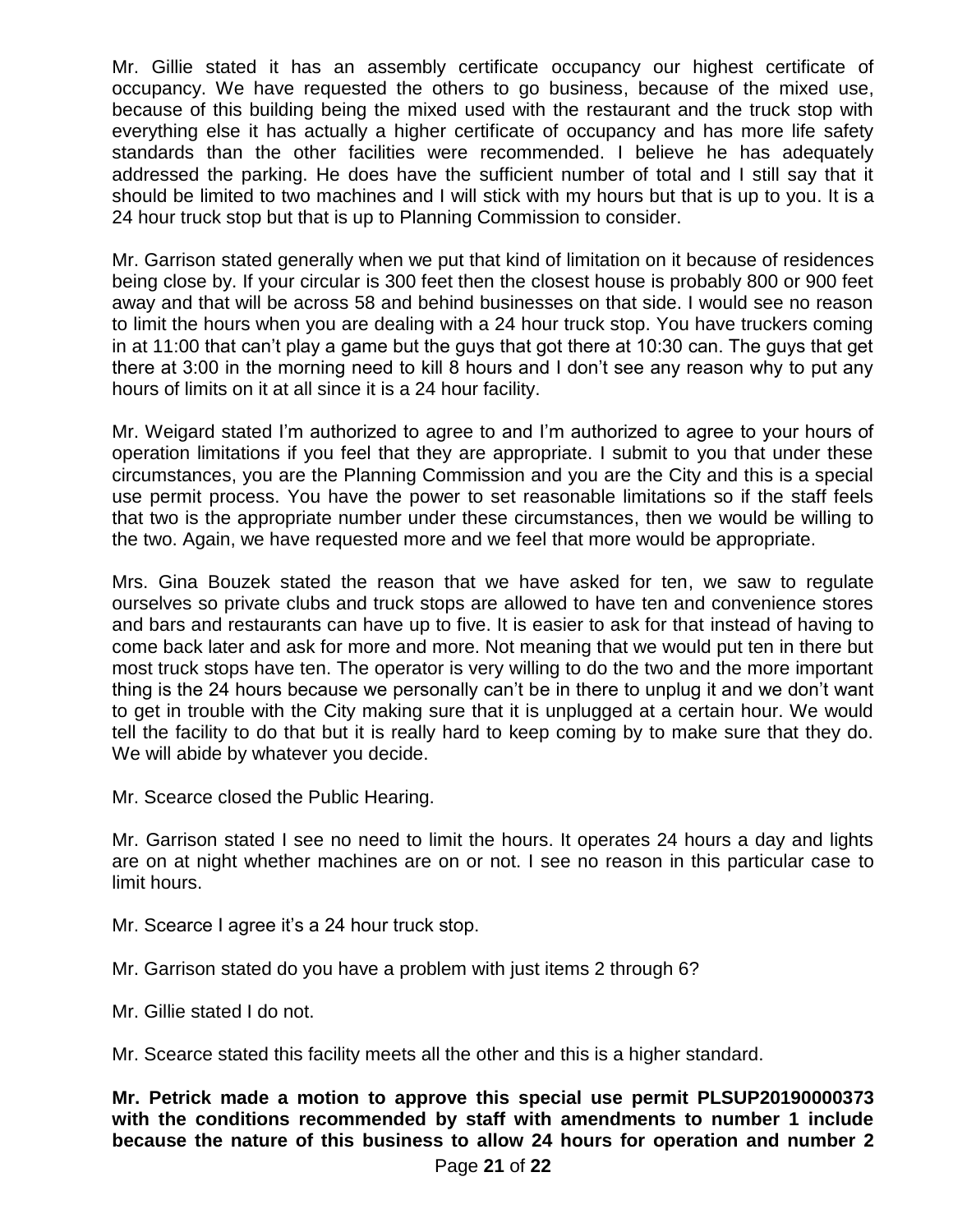Mr. Gillie stated it has an assembly certificate occupancy our highest certificate of occupancy. We have requested the others to go business, because of the mixed use, because of this building being the mixed used with the restaurant and the truck stop with everything else it has actually a higher certificate of occupancy and has more life safety standards than the other facilities were recommended. I believe he has adequately addressed the parking. He does have the sufficient number of total and I still say that it should be limited to two machines and I will stick with my hours but that is up to you. It is a 24 hour truck stop but that is up to Planning Commission to consider.

Mr. Garrison stated generally when we put that kind of limitation on it because of residences being close by. If your circular is 300 feet then the closest house is probably 800 or 900 feet away and that will be across 58 and behind businesses on that side. I would see no reason to limit the hours when you are dealing with a 24 hour truck stop. You have truckers coming in at 11:00 that can't play a game but the guys that got there at 10:30 can. The guys that get there at 3:00 in the morning need to kill 8 hours and I don't see any reason why to put any hours of limits on it at all since it is a 24 hour facility.

Mr. Weigard stated I'm authorized to agree to and I'm authorized to agree to your hours of operation limitations if you feel that they are appropriate. I submit to you that under these circumstances, you are the Planning Commission and you are the City and this is a special use permit process. You have the power to set reasonable limitations so if the staff feels that two is the appropriate number under these circumstances, then we would be willing to the two. Again, we have requested more and we feel that more would be appropriate.

Mrs. Gina Bouzek stated the reason that we have asked for ten, we saw to regulate ourselves so private clubs and truck stops are allowed to have ten and convenience stores and bars and restaurants can have up to five. It is easier to ask for that instead of having to come back later and ask for more and more. Not meaning that we would put ten in there but most truck stops have ten. The operator is very willing to do the two and the more important thing is the 24 hours because we personally can't be in there to unplug it and we don't want to get in trouble with the City making sure that it is unplugged at a certain hour. We would tell the facility to do that but it is really hard to keep coming by to make sure that they do. We will abide by whatever you decide.

Mr. Scearce closed the Public Hearing.

Mr. Garrison stated I see no need to limit the hours. It operates 24 hours a day and lights are on at night whether machines are on or not. I see no reason in this particular case to limit hours.

Mr. Scearce I agree it's a 24 hour truck stop.

Mr. Garrison stated do you have a problem with just items 2 through 6?

Mr. Gillie stated I do not.

Mr. Scearce stated this facility meets all the other and this is a higher standard.

**Mr. Petrick made a motion to approve this special use permit PLSUP20190000373 with the conditions recommended by staff with amendments to number 1 include because the nature of this business to allow 24 hours for operation and number 2**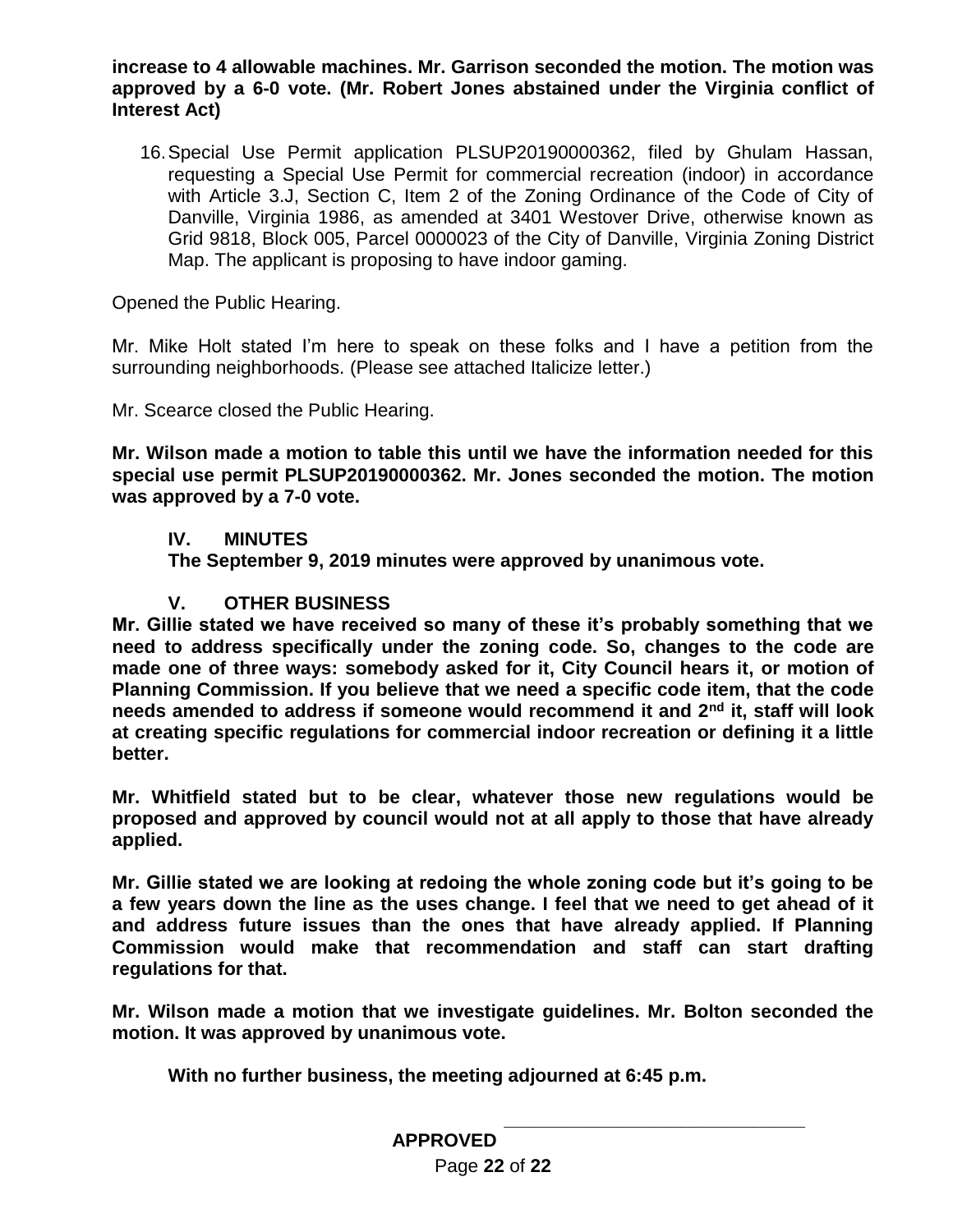**increase to 4 allowable machines. Mr. Garrison seconded the motion. The motion was approved by a 6-0 vote. (Mr. Robert Jones abstained under the Virginia conflict of Interest Act)**

16. Special Use Permit application PLSUP20190000362, filed by Ghulam Hassan, requesting a Special Use Permit for commercial recreation (indoor) in accordance with Article 3.J, Section C, Item 2 of the Zoning Ordinance of the Code of City of Danville, Virginia 1986, as amended at 3401 Westover Drive, otherwise known as Grid 9818, Block 005, Parcel 0000023 of the City of Danville, Virginia Zoning District Map. The applicant is proposing to have indoor gaming.

Opened the Public Hearing.

Mr. Mike Holt stated I'm here to speak on these folks and I have a petition from the surrounding neighborhoods. (Please see attached Italicize letter.)

Mr. Scearce closed the Public Hearing.

**Mr. Wilson made a motion to table this until we have the information needed for this special use permit PLSUP20190000362. Mr. Jones seconded the motion. The motion was approved by a 7-0 vote.**

## IV. MINUTES

**The September 9, 2019 minutes were approved by unanimous vote.**

## V. OTHER BUSINESS

**Mr. Gillie stated we have received so many of these it's probably something that we need to address specifically under the zoning code. So, changes to the code are made one of three ways: somebody asked for it, City Council hears it, or motion of Planning Commission. If you believe that we need a specific code item, that the code needs amended to address if someone would recommend it and 2nd it, staff will look at creating specific regulations for commercial indoor recreation or defining it a little better.**

**Mr. Whitfield stated but to be clear, whatever those new regulations would be proposed and approved by council would not at all apply to those that have already applied.**

**Mr. Gillie stated we are looking at redoing the whole zoning code but it's going to be a few years down the line as the uses change. I feel that we need to get ahead of it and address future issues than the ones that have already applied. If Planning Commission would make that recommendation and staff can start drafting regulations for that.**

**Mr. Wilson made a motion that we investigate guidelines. Mr. Bolton seconded the motion. It was approved by unanimous vote.**

**With no further business, the meeting adjourned at 6:45 p.m.**

**APPROVED** \_\_\_\_\_\_\_\_\_\_\_\_\_\_\_\_\_\_\_\_\_\_\_\_\_\_\_\_\_\_